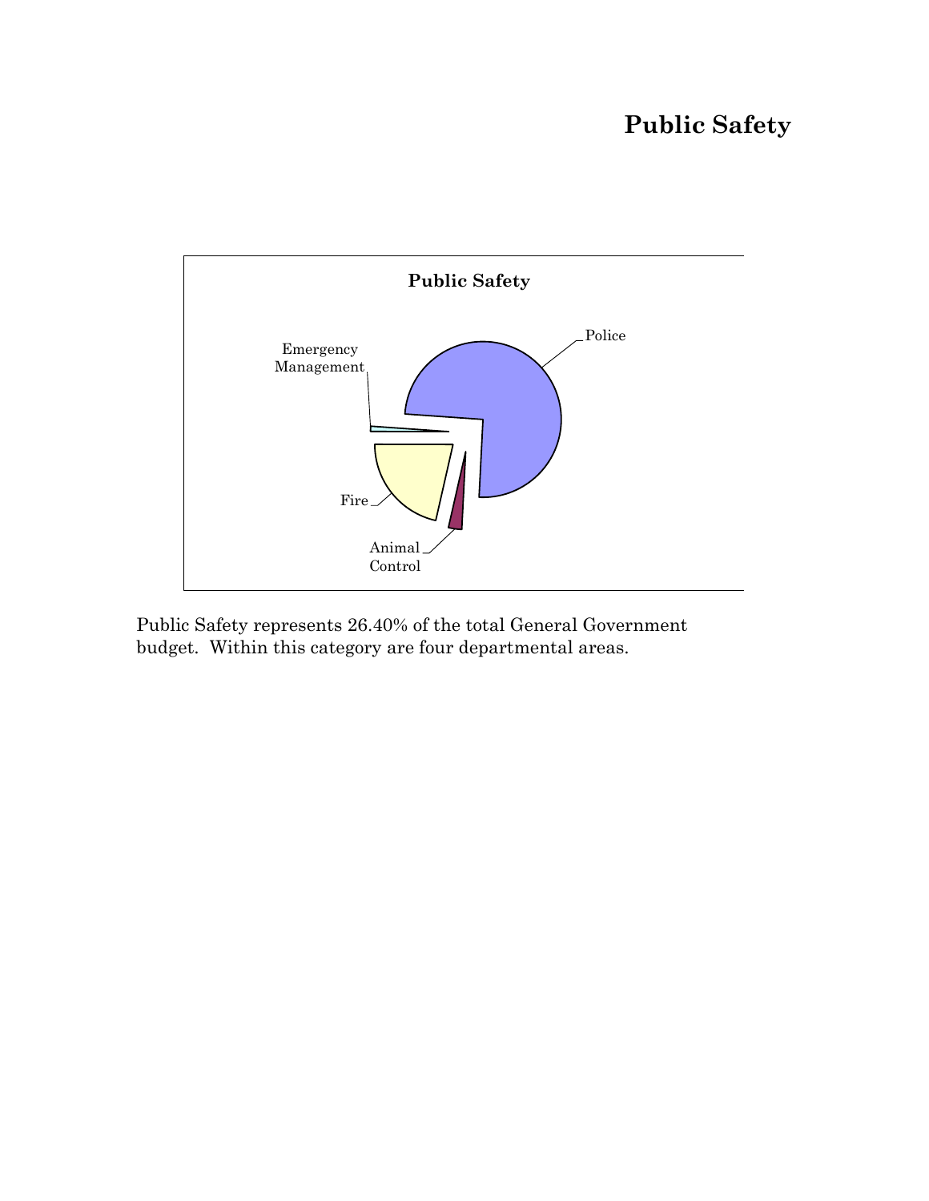# Public Safety

Public Safety represents 26.40% of the total General Government budget. Within this category are four departmental areas.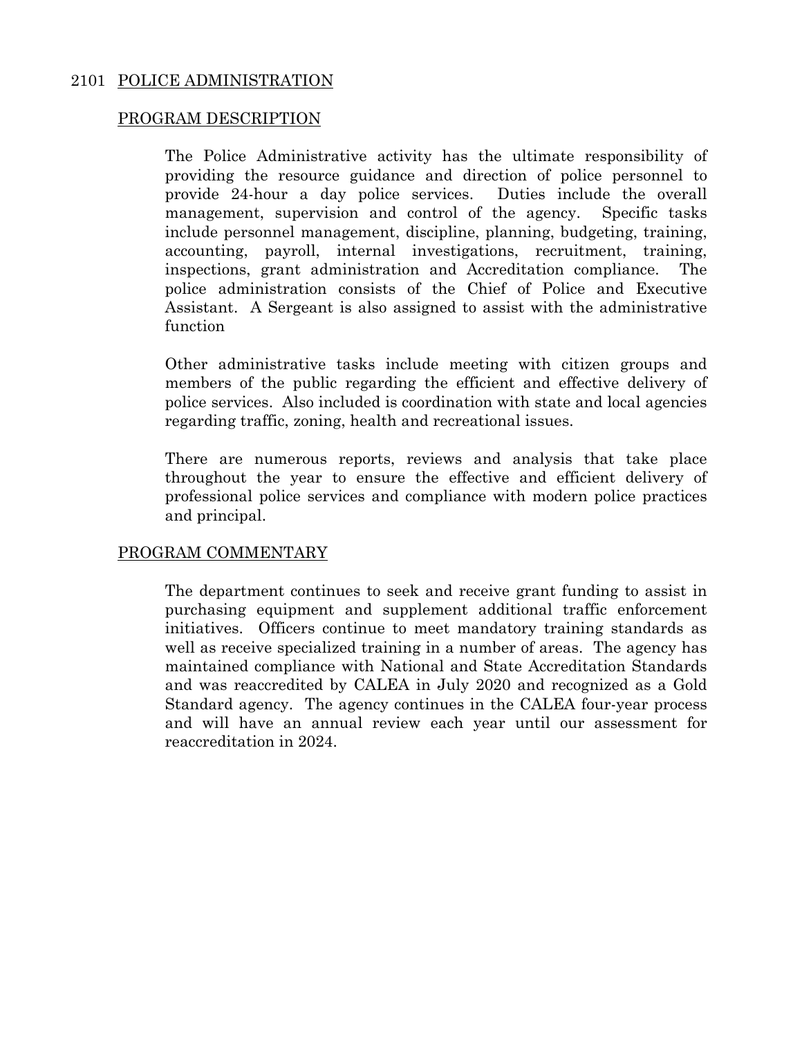## 2101 POLICE ADMINISTRATION

### PROGRAM DESCRIPTION

The Police Administrative activity has the ultimate responsibility of providing the resource guidance and direction of police personnel to provide 24-hour a day police services. Duties include the overall management, supervision and control of the agency. Specific tasks include personnel management, discipline, planning, budgeting, training, accounting, payroll, internal investigations, recruitment, training, inspections, grant administration and Accreditation compliance. The police administration consists of the Chief of Police and Executive Assistant. A Sergeant is also assigned to assist with the administrative function

Other administrative tasks include meeting with citizen groups and members of the public regarding the efficient and effective delivery of police services. Also included is coordination with state and local agencies regarding traffic, zoning, health and recreational issues.

There are numerous reports, reviews and analysis that take place throughout the year to ensure the effective and efficient delivery of professional police services and compliance with modern police practices and principal.

### PROGRAM COMMENTARY

The department continues to seek and receive grant funding to assist in purchasing equipment and supplement additional traffic enforcement initiatives. Officers continue to meet mandatory training standards as well as receive specialized training in a number of areas. The agency has maintained compliance with National and State Accreditation Standards and was reaccredited by CALEA in July 2020 and recognized as a Gold Standard agency. The agency continues in the CALEA four-year process and will have an annual review each year until our assessment for reaccreditation in 2024.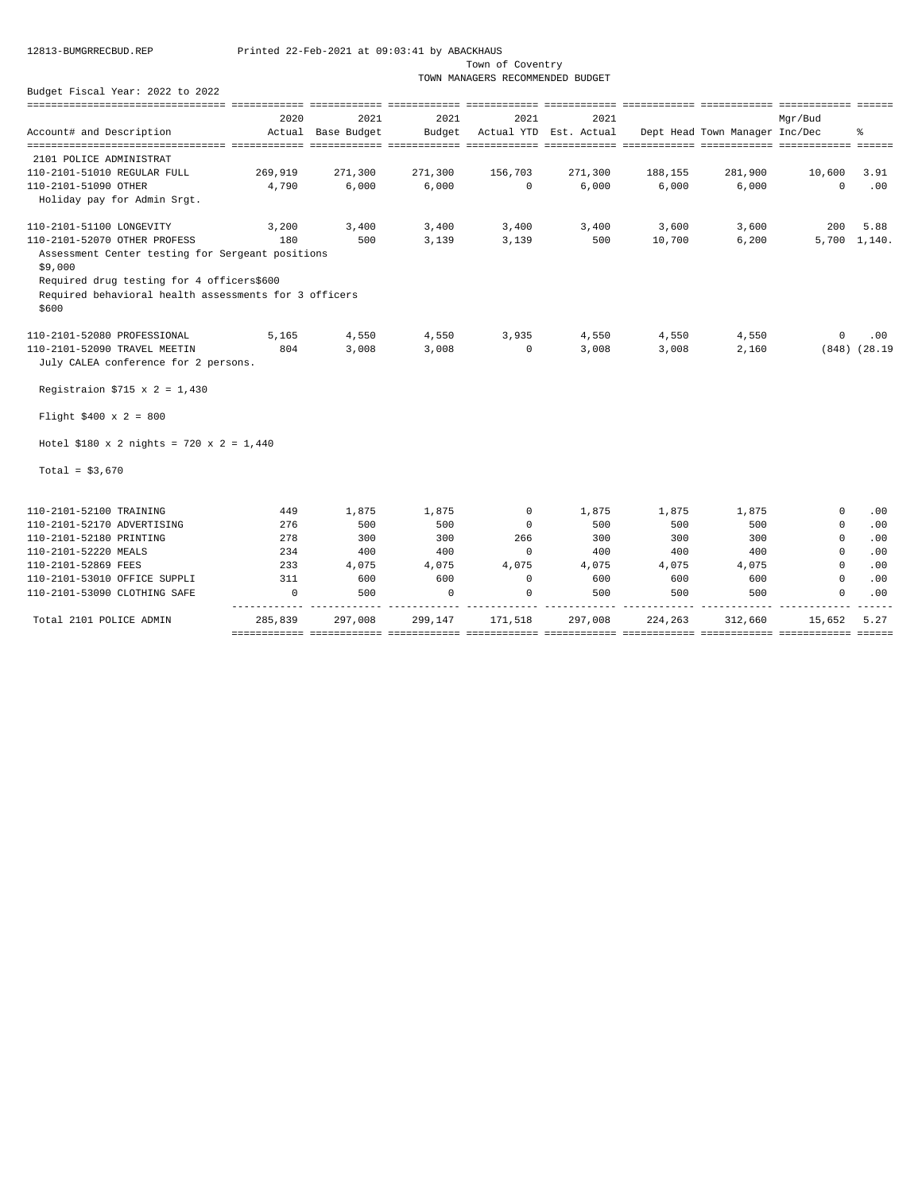Town of Coventry
TOWN MANAGERS RECOMMENDED BUDGET

Budget Fiscal Year: 2022 to 2022

| Account# and Description | 2020 Actual | 2021 Base Budget | 2021 Budget | 2021 Actual YTD | 2021 Est. Actual | Dept Head | Town Manager | Mgr/Bud Inc/Dec | % |
|---|---|---|---|---|---|---|---|---|---|
| 2101 POLICE ADMINISTRAT | | | | | | | | | |
| 110-2101-51010 REGULAR FULL | 269,919 | 271,300 | 271,300 | 156,703 | 271,300 | 188,155 | 281,900 | 10,600 | 3.91 |
| 110-2101-51090 OTHER | 4,790 | 6,000 | 6,000 | 0 | 6,000 | 6,000 | 6,000 | 0 | .00 |
| Holiday pay for Admin Srgt. | | | | | | | | | |
| 110-2101-51100 LONGEVITY | 3,200 | 3,400 | 3,400 | 3,400 | 3,400 | 3,600 | 3,600 | 200 | 5.88 |
| 110-2101-52070 OTHER PROFESS | 180 | 500 | 3,139 | 3,139 | 500 | 10,700 | 6,200 | 5,700 | 1,140. |
| Assessment Center testing for Sergeant positions $9,000<br>Required drug testing for 4 officers$600<br>Required behavioral health assessments for 3 officers $600 | | | | | | | | | |
| 110-2101-52080 PROFESSIONAL | 5,165 | 4,550 | 4,550 | 3,935 | 4,550 | 4,550 | 4,550 | 0 | .00 |
| 110-2101-52090 TRAVEL MEETIN | 804 | 3,008 | 3,008 | 0 | 3,008 | 3,008 | 2,160 | (848) | (28.19 |
| July CALEA conference for 2 persons.<br>Registraion $715 x 2 = 1,430<br>Flight $400 x 2 = 800<br>Hotel $180 x 2 nights = 720 x 2 = 1,440<br>Total = $3,670 | | | | | | | | | |
| 110-2101-52100 TRAINING | 449 | 1,875 | 1,875 | 0 | 1,875 | 1,875 | 1,875 | 0 | .00 |
| 110-2101-52170 ADVERTISING | 276 | 500 | 500 | 0 | 500 | 500 | 500 | 0 | .00 |
| 110-2101-52180 PRINTING | 278 | 300 | 300 | 266 | 300 | 300 | 300 | 0 | .00 |
| 110-2101-52220 MEALS | 234 | 400 | 400 | 0 | 400 | 400 | 400 | 0 | .00 |
| 110-2101-52869 FEES | 233 | 4,075 | 4,075 | 4,075 | 4,075 | 4,075 | 4,075 | 0 | .00 |
| 110-2101-53010 OFFICE SUPPLI | 311 | 600 | 600 | 0 | 600 | 600 | 600 | 0 | .00 |
| 110-2101-53090 CLOTHING SAFE | 0 | 500 | 0 | 0 | 500 | 500 | 500 | 0 | .00 |
| Total 2101 POLICE ADMIN | 285,839 | 297,008 | 299,147 | 171,518 | 297,008 | 224,263 | 312,660 | 15,652 | 5.27 |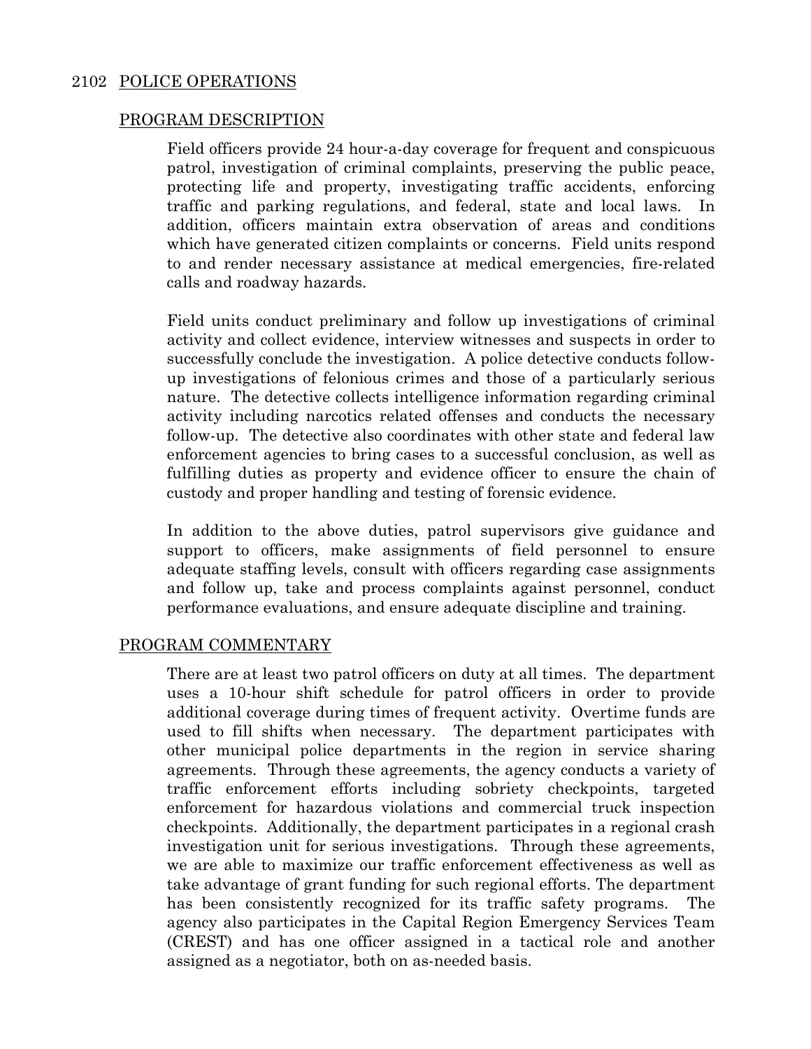## 2102 POLICE OPERATIONS

### PROGRAM DESCRIPTION

Field officers provide 24 hour-a-day coverage for frequent and conspicuous patrol, investigation of criminal complaints, preserving the public peace, protecting life and property, investigating traffic accidents, enforcing traffic and parking regulations, and federal, state and local laws. In addition, officers maintain extra observation of areas and conditions which have generated citizen complaints or concerns. Field units respond to and render necessary assistance at medical emergencies, fire-related calls and roadway hazards.

Field units conduct preliminary and follow up investigations of criminal activity and collect evidence, interview witnesses and suspects in order to successfully conclude the investigation. A police detective conducts follow-up investigations of felonious crimes and those of a particularly serious nature. The detective collects intelligence information regarding criminal activity including narcotics related offenses and conducts the necessary follow-up. The detective also coordinates with other state and federal law enforcement agencies to bring cases to a successful conclusion, as well as fulfilling duties as property and evidence officer to ensure the chain of custody and proper handling and testing of forensic evidence.

In addition to the above duties, patrol supervisors give guidance and support to officers, make assignments of field personnel to ensure adequate staffing levels, consult with officers regarding case assignments and follow up, take and process complaints against personnel, conduct performance evaluations, and ensure adequate discipline and training.

### PROGRAM COMMENTARY

There are at least two patrol officers on duty at all times. The department uses a 10-hour shift schedule for patrol officers in order to provide additional coverage during times of frequent activity. Overtime funds are used to fill shifts when necessary. The department participates with other municipal police departments in the region in service sharing agreements. Through these agreements, the agency conducts a variety of traffic enforcement efforts including sobriety checkpoints, targeted enforcement for hazardous violations and commercial truck inspection checkpoints. Additionally, the department participates in a regional crash investigation unit for serious investigations. Through these agreements, we are able to maximize our traffic enforcement effectiveness as well as take advantage of grant funding for such regional efforts. The department has been consistently recognized for its traffic safety programs. The agency also participates in the Capital Region Emergency Services Team (CREST) and has one officer assigned in a tactical role and another assigned as a negotiator, both on as-needed basis.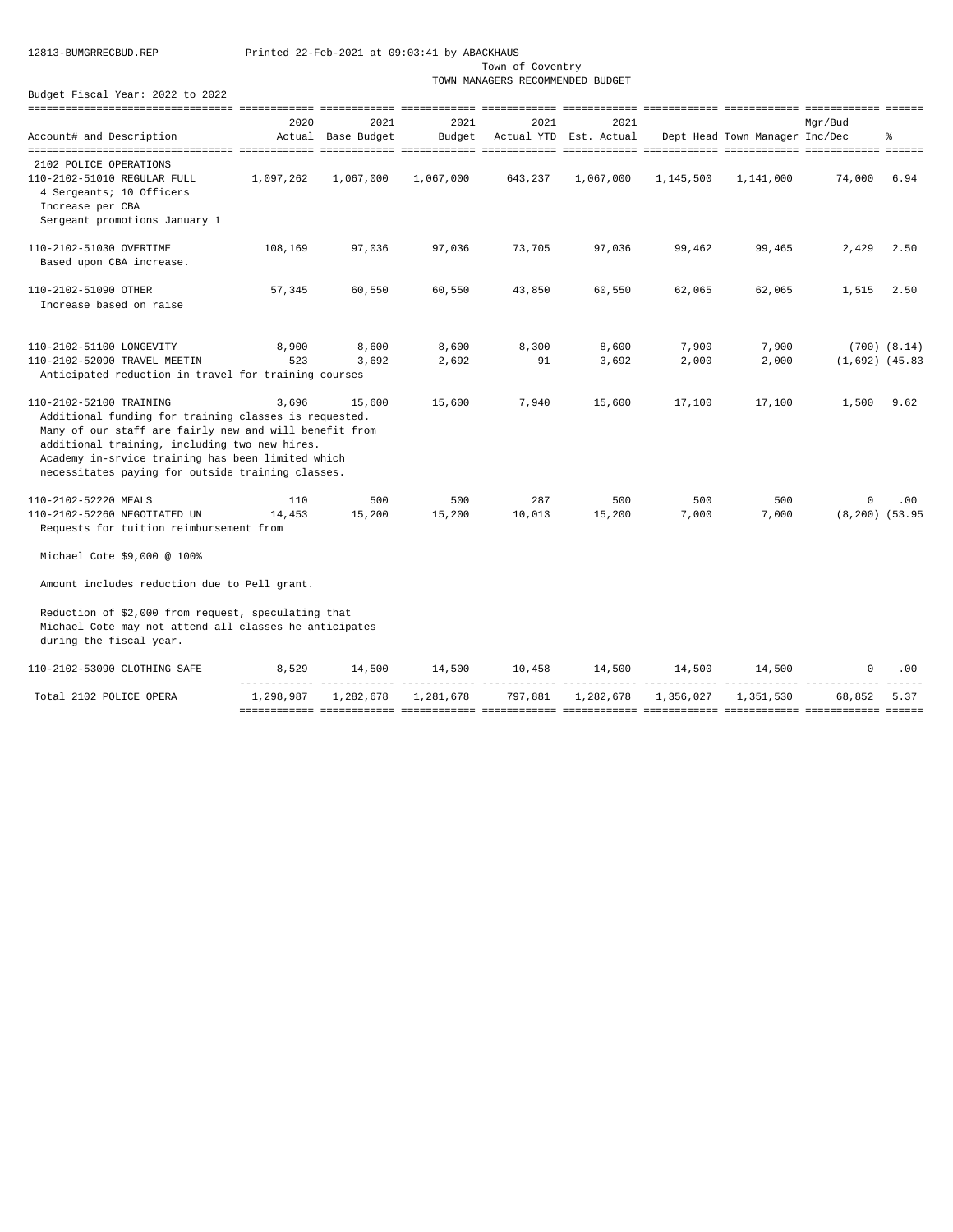12813-BUMGRRECBUD.REP Printed 22-Feb-2021 at 09:03:41 by ABACKHAUS

Town of Coventry

TOWN MANAGERS RECOMMENDED BUDGET

Budget Fiscal Year: 2022 to 2022

| Account# and Description | 2020 Actual | 2021 Base Budget | 2021 Budget | 2021 Actual YTD | 2021 Est. Actual | Dept Head | Town Manager | Mgr/Bud Inc/Dec | % |
|---|---|---|---|---|---|---|---|---|---|
| **2102 POLICE OPERATIONS** | | | | | | | | | |
| 110-2102-51010 REGULAR FULL<br>4 Sergeants; 10 Officers<br>Increase per CBA<br>Sergeant promotions January 1 | 1,097,262 | 1,067,000 | 1,067,000 | 643,237 | 1,067,000 | 1,145,500 | 1,141,000 | 74,000 | 6.94 |
| 110-2102-51030 OVERTIME<br>Based upon CBA increase. | 108,169 | 97,036 | 97,036 | 73,705 | 97,036 | 99,462 | 99,465 | 2,429 | 2.50 |
| 110-2102-51090 OTHER<br>Increase based on raise | 57,345 | 60,550 | 60,550 | 43,850 | 60,550 | 62,065 | 62,065 | 1,515 | 2.50 |
| 110-2102-51100 LONGEVITY | 8,900 | 8,600 | 8,600 | 8,300 | 8,600 | 7,900 | 7,900 | (700) | (8.14) |
| 110-2102-52090 TRAVEL MEETIN<br>Anticipated reduction in travel for training courses | 523 | 3,692 | 2,692 | 91 | 3,692 | 2,000 | 2,000 | (1,692) | (45.83 |
| 110-2102-52100 TRAINING<br>Additional funding for training classes is requested. Many of our staff are fairly new and will benefit from additional training, including two new hires. Academy in-srvice training has been limited which necessitates paying for outside training classes. | 3,696 | 15,600 | 15,600 | 7,940 | 15,600 | 17,100 | 17,100 | 1,500 | 9.62 |
| 110-2102-52220 MEALS | 110 | 500 | 500 | 287 | 500 | 500 | 500 | 0 | .00 |
| 110-2102-52260 NEGOTIATED UN<br>Requests for tuition reimbursement from<br>Michael Cote $9,000 @ 100%<br>Amount includes reduction due to Pell grant.<br>Reduction of $2,000 from request, speculating that Michael Cote may not attend all classes he anticipates during the fiscal year. | 14,453 | 15,200 | 15,200 | 10,013 | 15,200 | 7,000 | 7,000 | (8,200) | (53.95 |
| 110-2102-53090 CLOTHING SAFE | 8,529 | 14,500 | 14,500 | 10,458 | 14,500 | 14,500 | 14,500 | 0 | .00 |
| Total 2102 POLICE OPERA | 1,298,987 | 1,282,678 | 1,281,678 | 797,881 | 1,282,678 | 1,356,027 | 1,351,530 | 68,852 | 5.37 |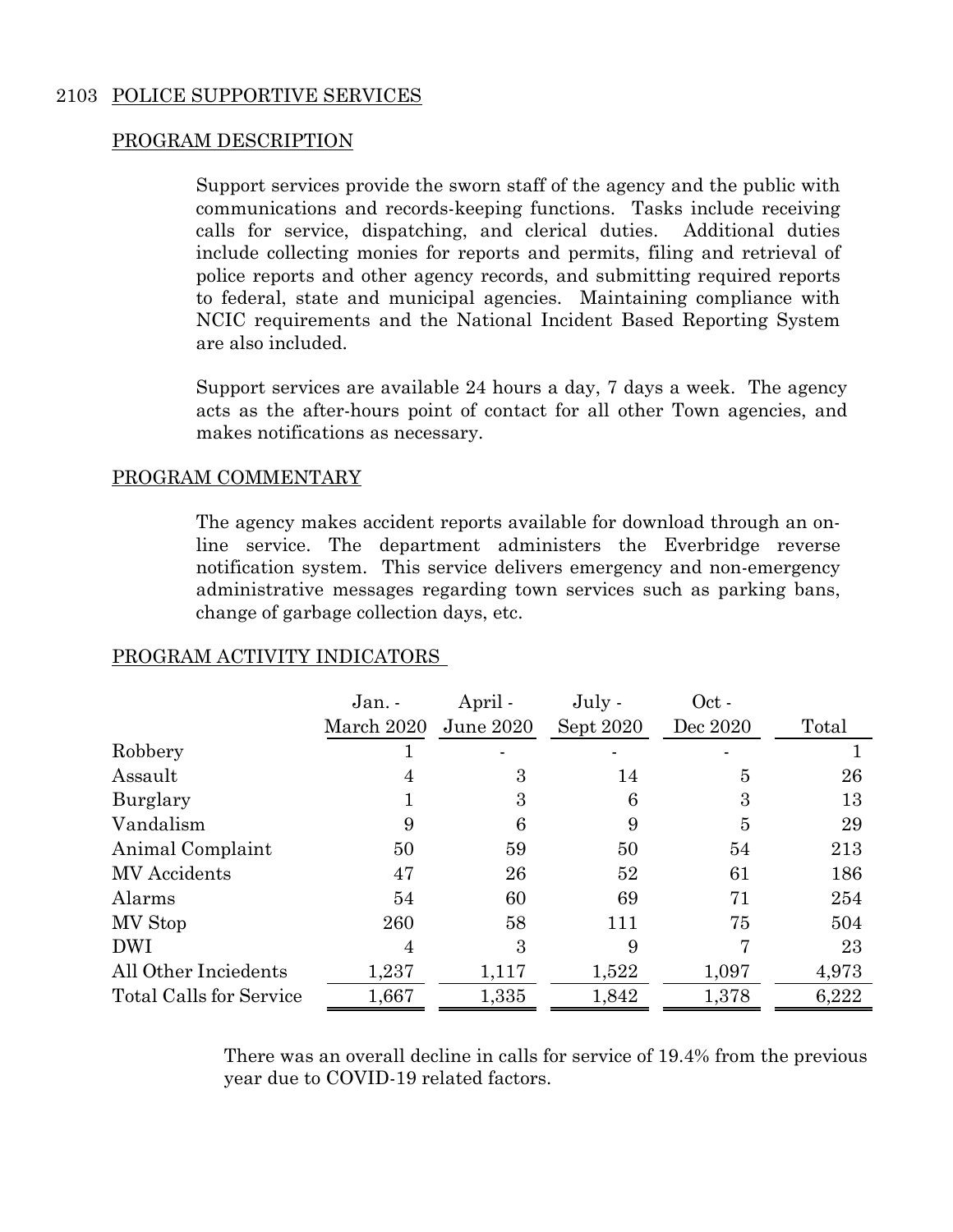## 2103 POLICE SUPPORTIVE SERVICES

### PROGRAM DESCRIPTION

Support services provide the sworn staff of the agency and the public with communications and records-keeping functions. Tasks include receiving calls for service, dispatching, and clerical duties. Additional duties include collecting monies for reports and permits, filing and retrieval of police reports and other agency records, and submitting required reports to federal, state and municipal agencies. Maintaining compliance with NCIC requirements and the National Incident Based Reporting System are also included.

Support services are available 24 hours a day, 7 days a week. The agency acts as the after-hours point of contact for all other Town agencies, and makes notifications as necessary.

### PROGRAM COMMENTARY

The agency makes accident reports available for download through an on-line service. The department administers the Everbridge reverse notification system. This service delivers emergency and non-emergency administrative messages regarding town services such as parking bans, change of garbage collection days, etc.

### PROGRAM ACTIVITY INDICATORS

| | Jan. - March 2020 | April - June 2020 | July - Sept 2020 | Oct - Dec 2020 | Total |
|---|---|---|---|---|---|
| Robbery | 1 | - | - | - | 1 |
| Assault | 4 | 3 | 14 | 5 | 26 |
| Burglary | 1 | 3 | 6 | 3 | 13 |
| Vandalism | 9 | 6 | 9 | 5 | 29 |
| Animal Complaint | 50 | 59 | 50 | 54 | 213 |
| MV Accidents | 47 | 26 | 52 | 61 | 186 |
| Alarms | 54 | 60 | 69 | 71 | 254 |
| MV Stop | 260 | 58 | 111 | 75 | 504 |
| DWI | 4 | 3 | 9 | 7 | 23 |
| All Other Inciedents | 1,237 | 1,117 | 1,522 | 1,097 | 4,973 |
| Total Calls for Service | 1,667 | 1,335 | 1,842 | 1,378 | 6,222 |

There was an overall decline in calls for service of 19.4% from the previous year due to COVID-19 related factors.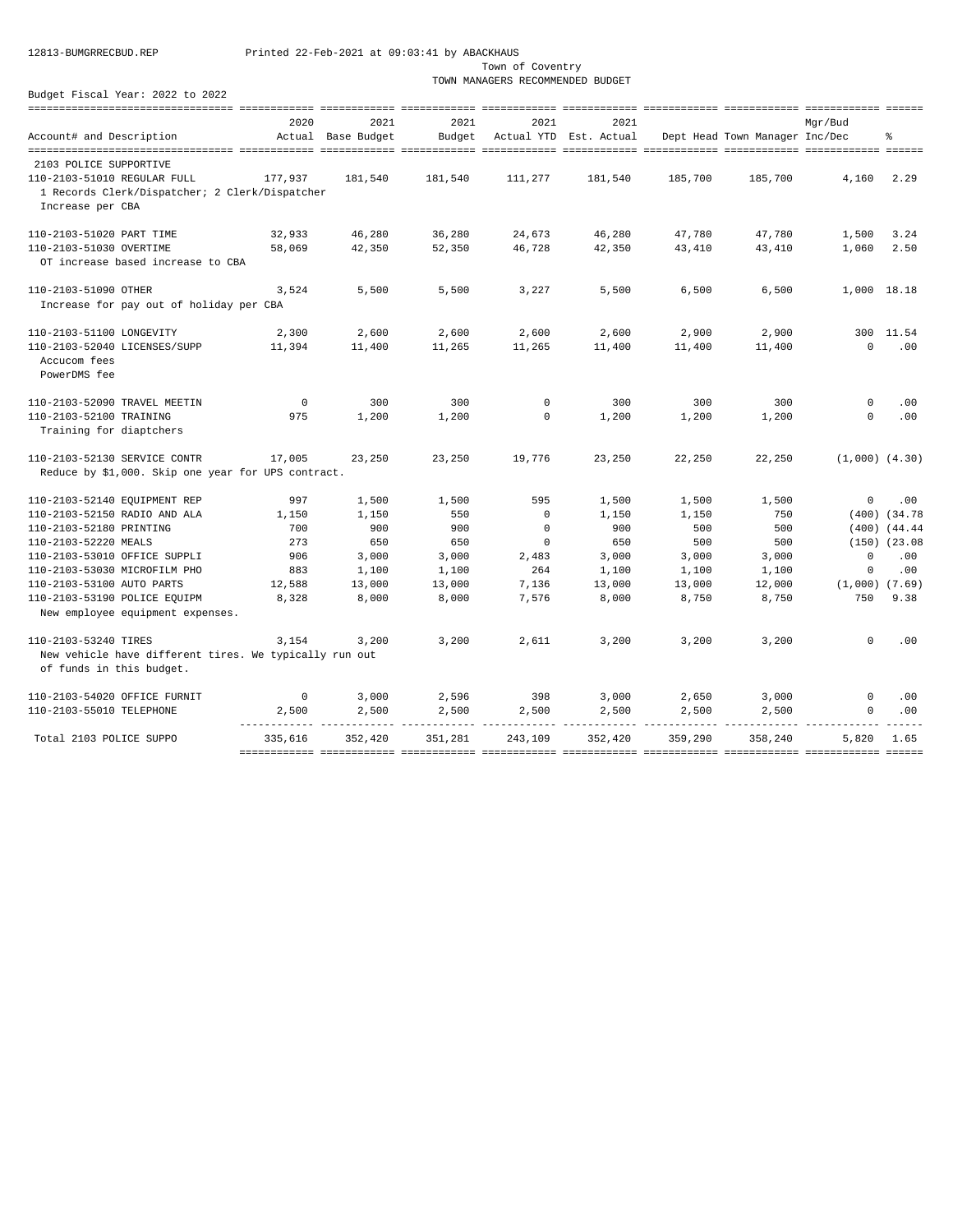12813-BUMGRRECBUD.REP Printed 22-Feb-2021 at 09:03:41 by ABACKHAUS

Town of Coventry

TOWN MANAGERS RECOMMENDED BUDGET

Budget Fiscal Year: 2022 to 2022

| Account# and Description | 2020 Actual | 2021 Base Budget | 2021 Budget | 2021 Actual YTD | 2021 Est. Actual | Dept Head | Town Manager | Mgr/Bud Inc/Dec | % |
|---|---|---|---|---|---|---|---|---|---|
| 2103 POLICE SUPPORTIVE | | | | | | | | | |
| 110-2103-51010 REGULAR FULL | 177,937 | 181,540 | 181,540 | 111,277 | 181,540 | 185,700 | 185,700 | 4,160 | 2.29 |
| 1 Records Clerk/Dispatcher; 2 Clerk/Dispatcher<br>Increase per CBA | | | | | | | | | |
| 110-2103-51020 PART TIME | 32,933 | 46,280 | 36,280 | 24,673 | 46,280 | 47,780 | 47,780 | 1,500 | 3.24 |
| 110-2103-51030 OVERTIME | 58,069 | 42,350 | 52,350 | 46,728 | 42,350 | 43,410 | 43,410 | 1,060 | 2.50 |
| OT increase based increase to CBA | | | | | | | | | |
| 110-2103-51090 OTHER | 3,524 | 5,500 | 5,500 | 3,227 | 5,500 | 6,500 | 6,500 | 1,000 | 18.18 |
| Increase for pay out of holiday per CBA | | | | | | | | | |
| 110-2103-51100 LONGEVITY | 2,300 | 2,600 | 2,600 | 2,600 | 2,600 | 2,900 | 2,900 | 300 | 11.54 |
| 110-2103-52040 LICENSES/SUPP | 11,394 | 11,400 | 11,265 | 11,265 | 11,400 | 11,400 | 11,400 | 0 | .00 |
| Accucom fees<br>PowerDMS fee | | | | | | | | | |
| 110-2103-52090 TRAVEL MEETIN | 0 | 300 | 300 | 0 | 300 | 300 | 300 | 0 | .00 |
| 110-2103-52100 TRAINING | 975 | 1,200 | 1,200 | 0 | 1,200 | 1,200 | 1,200 | 0 | .00 |
| Training for diaptchers | | | | | | | | | |
| 110-2103-52130 SERVICE CONTR | 17,005 | 23,250 | 23,250 | 19,776 | 23,250 | 22,250 | 22,250 | (1,000) | (4.30) |
| Reduce by $1,000. Skip one year for UPS contract. | | | | | | | | | |
| 110-2103-52140 EQUIPMENT REP | 997 | 1,500 | 1,500 | 595 | 1,500 | 1,500 | 1,500 | 0 | .00 |
| 110-2103-52150 RADIO AND ALA | 1,150 | 1,150 | 550 | 0 | 1,150 | 1,150 | 750 | (400) | (34.78 |
| 110-2103-52180 PRINTING | 700 | 900 | 900 | 0 | 900 | 500 | 500 | (400) | (44.44 |
| 110-2103-52220 MEALS | 273 | 650 | 650 | 0 | 650 | 500 | 500 | (150) | (23.08 |
| 110-2103-53010 OFFICE SUPPLI | 906 | 3,000 | 3,000 | 2,483 | 3,000 | 3,000 | 3,000 | 0 | .00 |
| 110-2103-53030 MICROFILM PHO | 883 | 1,100 | 1,100 | 264 | 1,100 | 1,100 | 1,100 | 0 | .00 |
| 110-2103-53100 AUTO PARTS | 12,588 | 13,000 | 13,000 | 7,136 | 13,000 | 13,000 | 12,000 | (1,000) | (7.69) |
| 110-2103-53190 POLICE EQUIPM | 8,328 | 8,000 | 8,000 | 7,576 | 8,000 | 8,750 | 8,750 | 750 | 9.38 |
| New employee equipment expenses. | | | | | | | | | |
| 110-2103-53240 TIRES | 3,154 | 3,200 | 3,200 | 2,611 | 3,200 | 3,200 | 3,200 | 0 | .00 |
| New vehicle have different tires. We typically run out of funds in this budget. | | | | | | | | | |
| 110-2103-54020 OFFICE FURNIT | 0 | 3,000 | 2,596 | 398 | 3,000 | 2,650 | 3,000 | 0 | .00 |
| 110-2103-55010 TELEPHONE | 2,500 | 2,500 | 2,500 | 2,500 | 2,500 | 2,500 | 2,500 | 0 | .00 |
| Total 2103 POLICE SUPPO | 335,616 | 352,420 | 351,281 | 243,109 | 352,420 | 359,290 | 358,240 | 5,820 | 1.65 |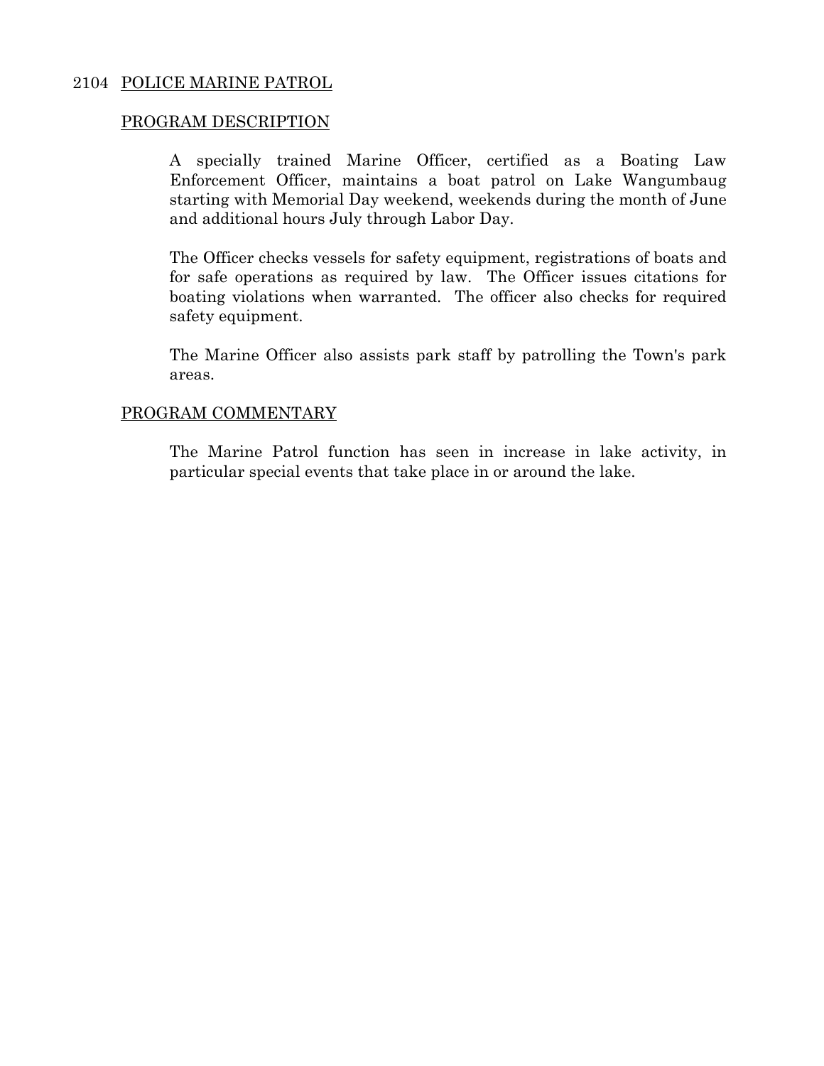## 2104 POLICE MARINE PATROL

### PROGRAM DESCRIPTION

A specially trained Marine Officer, certified as a Boating Law Enforcement Officer, maintains a boat patrol on Lake Wangumbaug starting with Memorial Day weekend, weekends during the month of June and additional hours July through Labor Day.

The Officer checks vessels for safety equipment, registrations of boats and for safe operations as required by law. The Officer issues citations for boating violations when warranted. The officer also checks for required safety equipment.

The Marine Officer also assists park staff by patrolling the Town's park areas.

### PROGRAM COMMENTARY

The Marine Patrol function has seen in increase in lake activity, in particular special events that take place in or around the lake.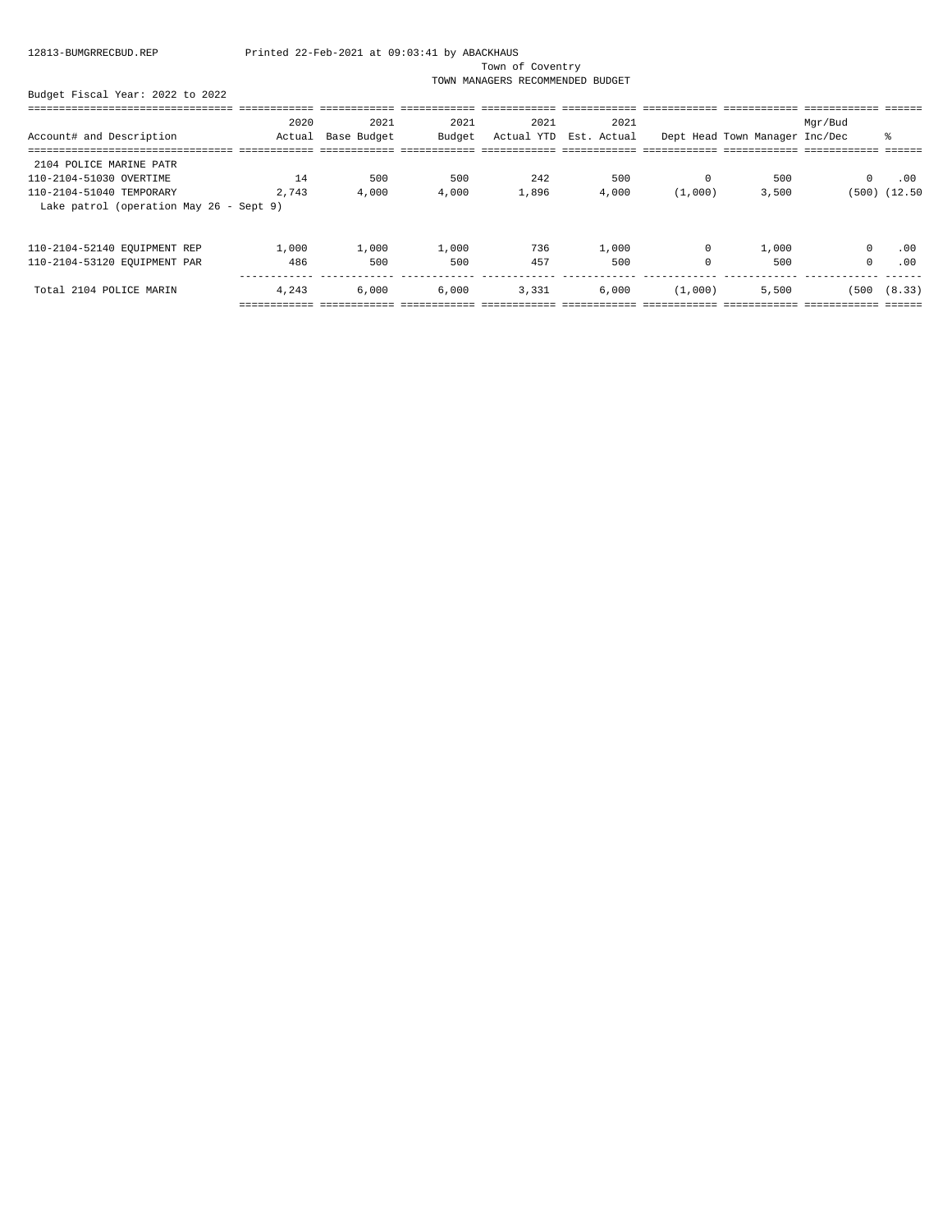12813-BUMGRRECBUD.REP Printed 22-Feb-2021 at 09:03:41 by ABACKHAUS

Town of Coventry

TOWN MANAGERS RECOMMENDED BUDGET

Budget Fiscal Year: 2022 to 2022

| Account# and Description | 2020 Actual | 2021 Base Budget | 2021 Budget | 2021 Actual YTD | 2021 Est. Actual | Dept Head | Town Manager | Mgr/Bud Inc/Dec | % |
|---|---|---|---|---|---|---|---|---|---|
| 2104 POLICE MARINE PATR | | | | | | | | | |
| 110-2104-51030 OVERTIME | 14 | 500 | 500 | 242 | 500 | 0 | 500 | 0 | .00 |
| 110-2104-51040 TEMPORARY | 2,743 | 4,000 | 4,000 | 1,896 | 4,000 | (1,000) | 3,500 | (500) | (12.50 |
| Lake patrol (operation May 26 - Sept 9) | | | | | | | | | |
| 110-2104-52140 EQUIPMENT REP | 1,000 | 1,000 | 1,000 | 736 | 1,000 | 0 | 1,000 | 0 | .00 |
| 110-2104-53120 EQUIPMENT PAR | 486 | 500 | 500 | 457 | 500 | 0 | 500 | 0 | .00 |
| Total 2104 POLICE MARIN | 4,243 | 6,000 | 6,000 | 3,331 | 6,000 | (1,000) | 5,500 | (500 | (8.33) |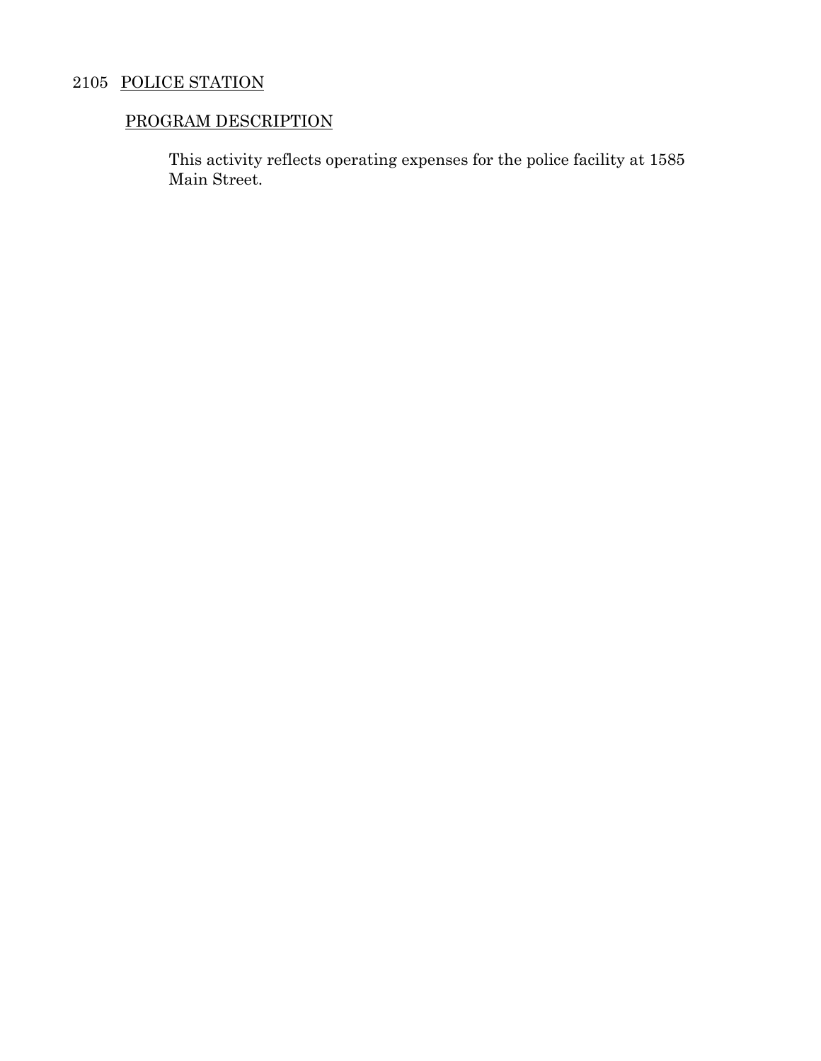## 2105 POLICE STATION

### PROGRAM DESCRIPTION

This activity reflects operating expenses for the police facility at 1585 Main Street.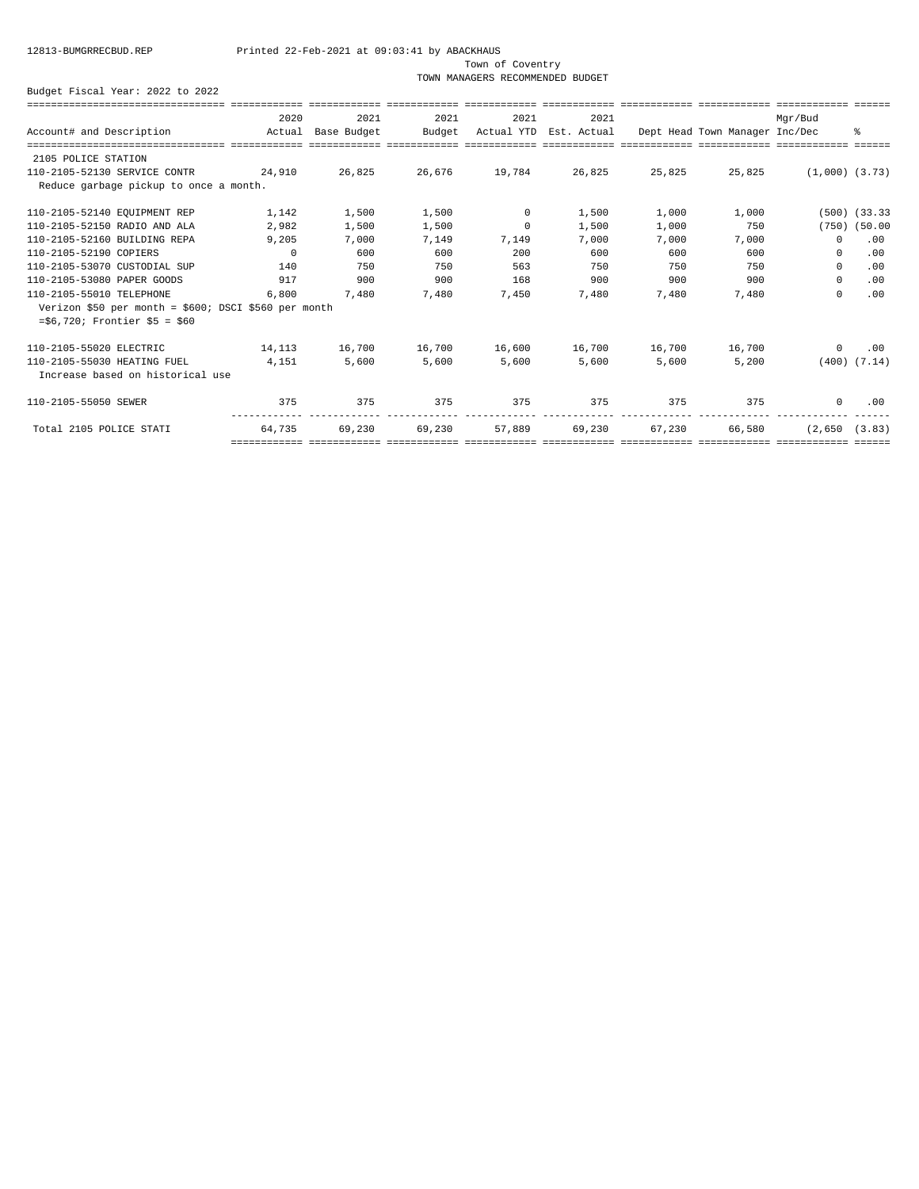12813-BUMGRRECBUD.REP Printed 22-Feb-2021 at 09:03:41 by ABACKHAUS

Town of Coventry

TOWN MANAGERS RECOMMENDED BUDGET

Budget Fiscal Year: 2022 to 2022

| Account# and Description | 2020 Actual | 2021 Base Budget | 2021 Budget | 2021 Actual YTD | 2021 Est. Actual | Dept Head | Town Manager | Mgr/Bud Inc/Dec | % |
|---|---|---|---|---|---|---|---|---|---|
| 2105 POLICE STATION | | | | | | | | | |
| 110-2105-52130 SERVICE CONTR | 24,910 | 26,825 | 26,676 | 19,784 | 26,825 | 25,825 | 25,825 | (1,000) | (3.73) |
| Reduce garbage pickup to once a month. | | | | | | | | | |
| 110-2105-52140 EQUIPMENT REP | 1,142 | 1,500 | 1,500 | 0 | 1,500 | 1,000 | 1,000 | (500) | (33.33 |
| 110-2105-52150 RADIO AND ALA | 2,982 | 1,500 | 1,500 | 0 | 1,500 | 1,000 | 750 | (750) | (50.00 |
| 110-2105-52160 BUILDING REPA | 9,205 | 7,000 | 7,149 | 7,149 | 7,000 | 7,000 | 7,000 | 0 | .00 |
| 110-2105-52190 COPIERS | 0 | 600 | 600 | 200 | 600 | 600 | 600 | 0 | .00 |
| 110-2105-53070 CUSTODIAL SUP | 140 | 750 | 750 | 563 | 750 | 750 | 750 | 0 | .00 |
| 110-2105-53080 PAPER GOODS | 917 | 900 | 900 | 168 | 900 | 900 | 900 | 0 | .00 |
| 110-2105-55010 TELEPHONE | 6,800 | 7,480 | 7,480 | 7,450 | 7,480 | 7,480 | 7,480 | 0 | .00 |
| Verizon $50 per month = $600; DSCI $560 per month =$6,720; Frontier $5 = $60 | | | | | | | | | |
| 110-2105-55020 ELECTRIC | 14,113 | 16,700 | 16,700 | 16,600 | 16,700 | 16,700 | 16,700 | 0 | .00 |
| 110-2105-55030 HEATING FUEL | 4,151 | 5,600 | 5,600 | 5,600 | 5,600 | 5,600 | 5,200 | (400) | (7.14) |
| Increase based on historical use | | | | | | | | | |
| 110-2105-55050 SEWER | 375 | 375 | 375 | 375 | 375 | 375 | 375 | 0 | .00 |
| Total 2105 POLICE STATI | 64,735 | 69,230 | 69,230 | 57,889 | 69,230 | 67,230 | 66,580 | (2,650 | (3.83) |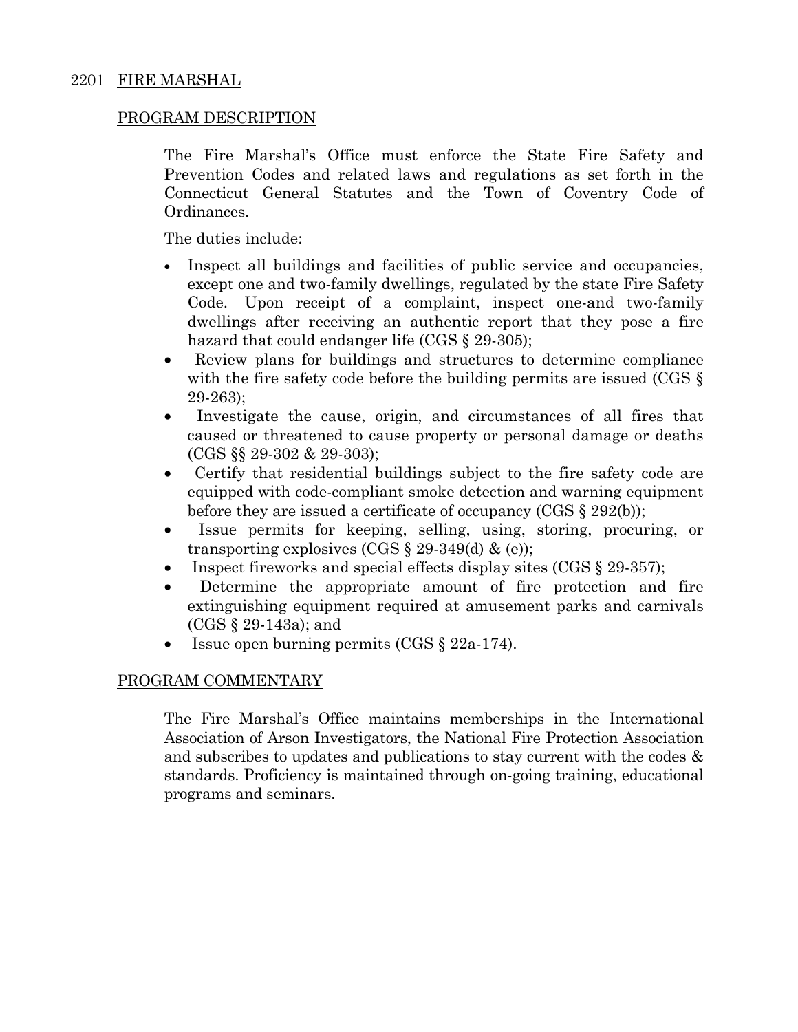## 2201 FIRE MARSHAL

### PROGRAM DESCRIPTION

The Fire Marshal's Office must enforce the State Fire Safety and Prevention Codes and related laws and regulations as set forth in the Connecticut General Statutes and the Town of Coventry Code of Ordinances.

The duties include:

- Inspect all buildings and facilities of public service and occupancies, except one and two-family dwellings, regulated by the state Fire Safety Code. Upon receipt of a complaint, inspect one-and two-family dwellings after receiving an authentic report that they pose a fire hazard that could endanger life (CGS § 29-305);
- Review plans for buildings and structures to determine compliance with the fire safety code before the building permits are issued (CGS § 29-263);
- Investigate the cause, origin, and circumstances of all fires that caused or threatened to cause property or personal damage or deaths (CGS §§ 29-302 & 29-303);
- Certify that residential buildings subject to the fire safety code are equipped with code-compliant smoke detection and warning equipment before they are issued a certificate of occupancy (CGS § 292(b));
- Issue permits for keeping, selling, using, storing, procuring, or transporting explosives (CGS § 29-349(d) & (e));
- Inspect fireworks and special effects display sites (CGS § 29-357);
- Determine the appropriate amount of fire protection and fire extinguishing equipment required at amusement parks and carnivals (CGS § 29-143a); and
- Issue open burning permits (CGS § 22a-174).

### PROGRAM COMMENTARY

The Fire Marshal's Office maintains memberships in the International Association of Arson Investigators, the National Fire Protection Association and subscribes to updates and publications to stay current with the codes & standards. Proficiency is maintained through on-going training, educational programs and seminars.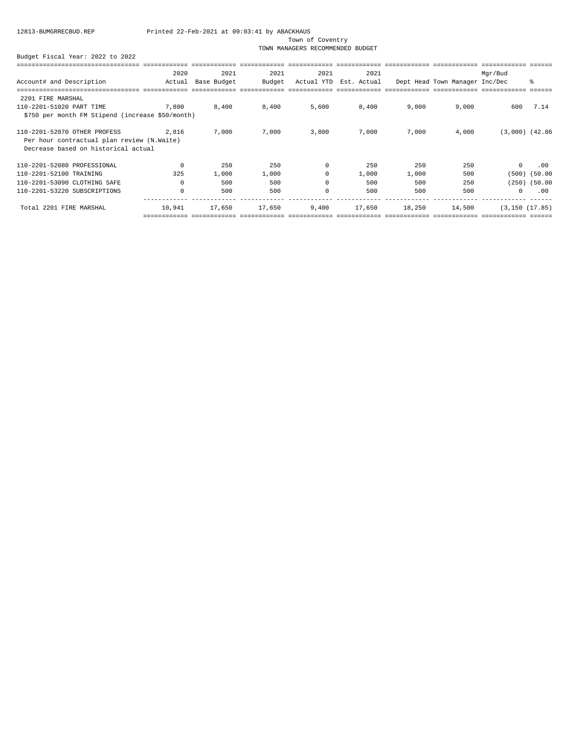12813-BUMGRRECBUD.REP Printed 22-Feb-2021 at 09:03:41 by ABACKHAUS

Town of Coventry

TOWN MANAGERS RECOMMENDED BUDGET

Budget Fiscal Year: 2022 to 2022

| Account# and Description | 2020 Actual | 2021 Base Budget | 2021 Budget | 2021 Actual YTD | 2021 Est. Actual | Dept Head | Town Manager | Mgr/Bud Inc/Dec | % |
|---|---|---|---|---|---|---|---|---|---|
| **2201 FIRE MARSHAL** | | | | | | | | | |
| 110-2201-51020 PART TIME | 7,800 | 8,400 | 8,400 | 5,600 | 8,400 | 9,000 | 9,000 | 600 | 7.14 |
| $750 per month FM Stipend (increase $50/month) | | | | | | | | | |
| 110-2201-52070 OTHER PROFESS | 2,816 | 7,000 | 7,000 | 3,800 | 7,000 | 7,000 | 4,000 | (3,000) | (42.86 |
| Per hour contractual plan review (N.Waite) | | | | | | | | | |
| Decrease based on historical actual | | | | | | | | | |
| 110-2201-52080 PROFESSIONAL | 0 | 250 | 250 | 0 | 250 | 250 | 250 | 0 | .00 |
| 110-2201-52100 TRAINING | 325 | 1,000 | 1,000 | 0 | 1,000 | 1,000 | 500 | (500) | (50.00 |
| 110-2201-53090 CLOTHING SAFE | 0 | 500 | 500 | 0 | 500 | 500 | 250 | (250) | (50.00 |
| 110-2201-53220 SUBSCRIPTIONS | 0 | 500 | 500 | 0 | 500 | 500 | 500 | 0 | .00 |
| Total 2201 FIRE MARSHAL | 10,941 | 17,650 | 17,650 | 9,400 | 17,650 | 18,250 | 14,500 | (3,150 | (17.85) |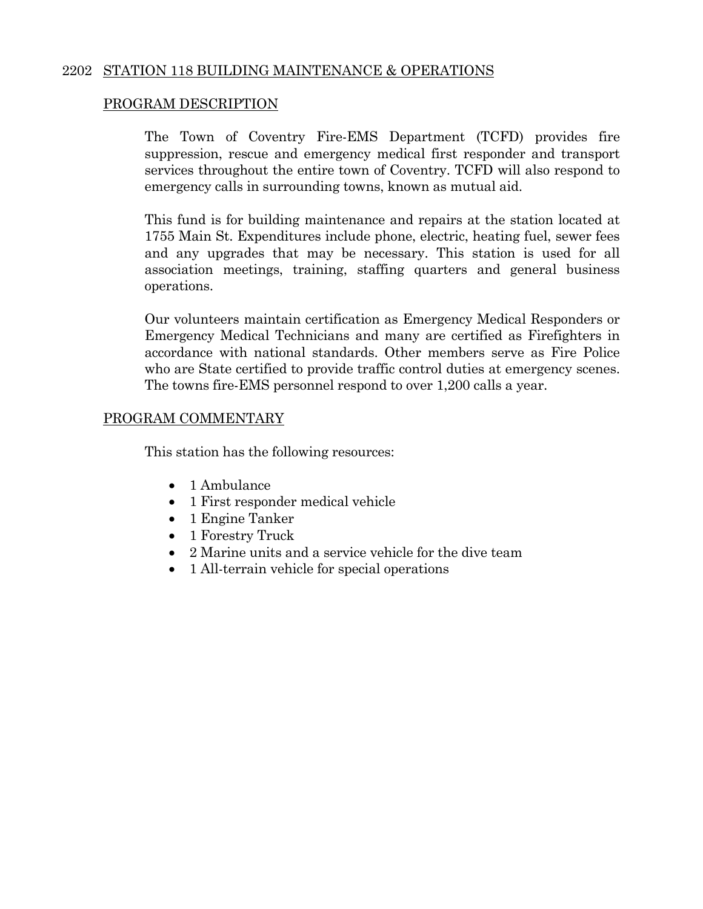## 2202 STATION 118 BUILDING MAINTENANCE & OPERATIONS

### PROGRAM DESCRIPTION

The Town of Coventry Fire-EMS Department (TCFD) provides fire suppression, rescue and emergency medical first responder and transport services throughout the entire town of Coventry. TCFD will also respond to emergency calls in surrounding towns, known as mutual aid.

This fund is for building maintenance and repairs at the station located at 1755 Main St. Expenditures include phone, electric, heating fuel, sewer fees and any upgrades that may be necessary. This station is used for all association meetings, training, staffing quarters and general business operations.

Our volunteers maintain certification as Emergency Medical Responders or Emergency Medical Technicians and many are certified as Firefighters in accordance with national standards. Other members serve as Fire Police who are State certified to provide traffic control duties at emergency scenes. The towns fire-EMS personnel respond to over 1,200 calls a year.

### PROGRAM COMMENTARY

This station has the following resources:

- 1 Ambulance
- 1 First responder medical vehicle
- 1 Engine Tanker
- 1 Forestry Truck
- 2 Marine units and a service vehicle for the dive team
- 1 All-terrain vehicle for special operations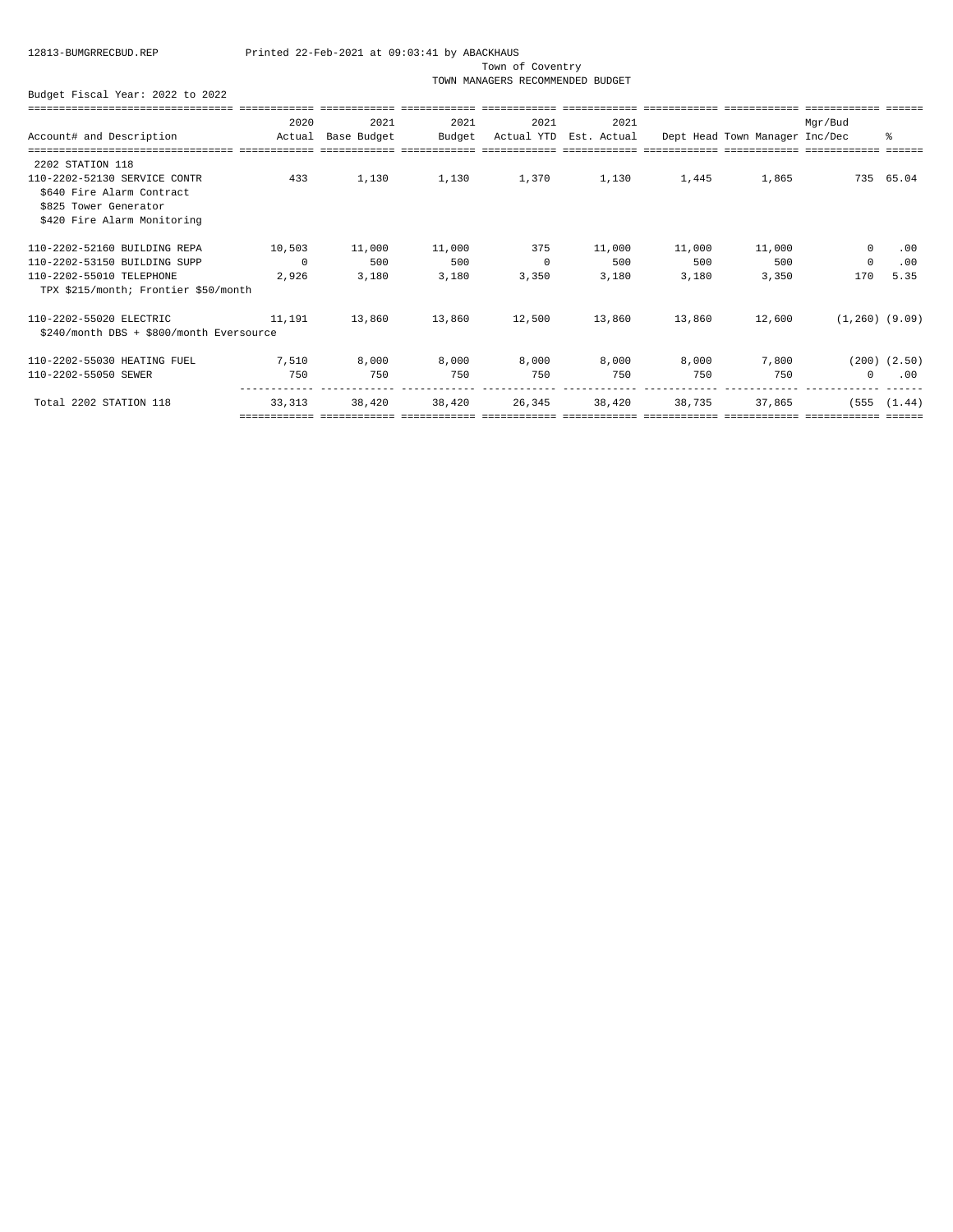12813-BUMGRRECBUD.REP Printed 22-Feb-2021 at 09:03:41 by ABACKHAUS

Town of Coventry

TOWN MANAGERS RECOMMENDED BUDGET

Budget Fiscal Year: 2022 to 2022

| Account# and Description | 2020 Actual | 2021 Base Budget | 2021 Budget | 2021 Actual YTD | 2021 Est. Actual | Dept Head | Town Manager | Mgr/Bud Inc/Dec | % |
|---|---|---|---|---|---|---|---|---|---|
| 2202 STATION 118 | | | | | | | | | |
| 110-2202-52130 SERVICE CONTR | 433 | 1,130 | 1,130 | 1,370 | 1,130 | 1,445 | 1,865 | 735 | 65.04 |
| $640 Fire Alarm Contract | | | | | | | | | |
| $825 Tower Generator | | | | | | | | | |
| $420 Fire Alarm Monitoring | | | | | | | | | |
| 110-2202-52160 BUILDING REPA | 10,503 | 11,000 | 11,000 | 375 | 11,000 | 11,000 | 11,000 | 0 | .00 |
| 110-2202-53150 BUILDING SUPP | 0 | 500 | 500 | 0 | 500 | 500 | 500 | 0 | .00 |
| 110-2202-55010 TELEPHONE | 2,926 | 3,180 | 3,180 | 3,350 | 3,180 | 3,180 | 3,350 | 170 | 5.35 |
| TPX $215/month; Frontier $50/month | | | | | | | | | |
| 110-2202-55020 ELECTRIC | 11,191 | 13,860 | 13,860 | 12,500 | 13,860 | 13,860 | 12,600 | (1,260) | (9.09) |
| $240/month DBS + $800/month Eversource | | | | | | | | | |
| 110-2202-55030 HEATING FUEL | 7,510 | 8,000 | 8,000 | 8,000 | 8,000 | 8,000 | 7,800 | (200) | (2.50) |
| 110-2202-55050 SEWER | 750 | 750 | 750 | 750 | 750 | 750 | 750 | 0 | .00 |
| Total 2202 STATION 118 | 33,313 | 38,420 | 38,420 | 26,345 | 38,420 | 38,735 | 37,865 | (555 | (1.44) |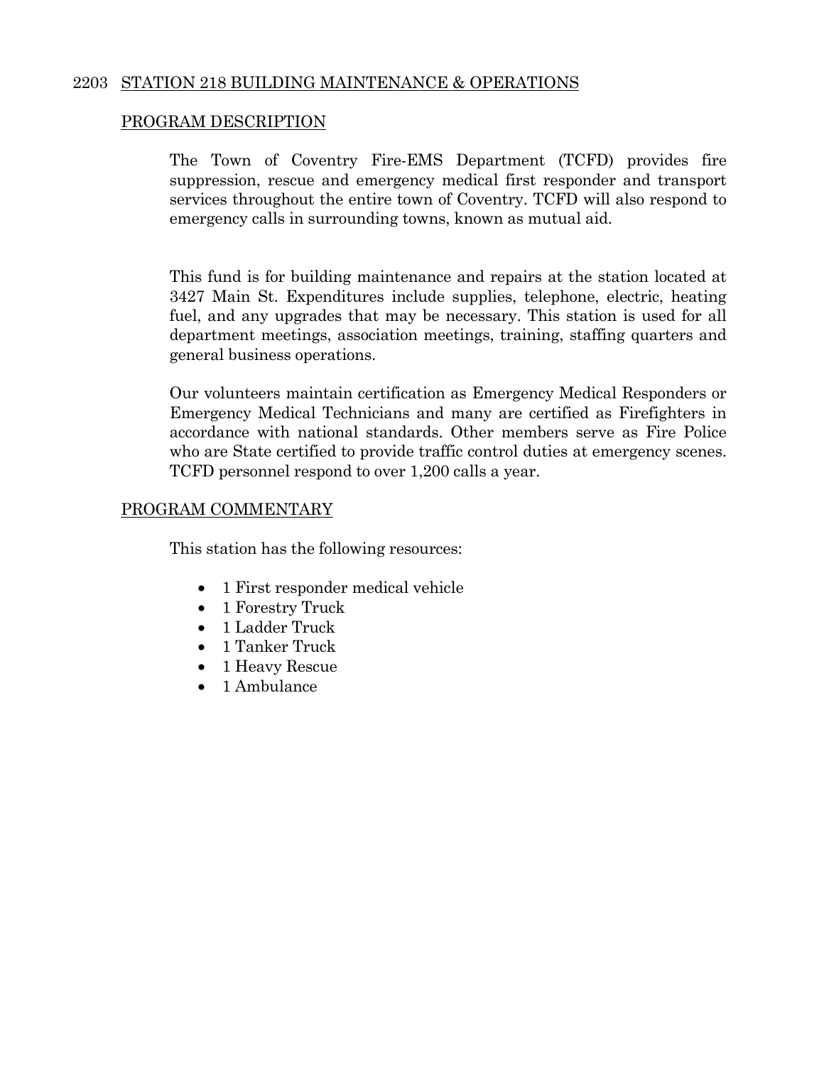## 2203 STATION 218 BUILDING MAINTENANCE & OPERATIONS

### PROGRAM DESCRIPTION

The Town of Coventry Fire-EMS Department (TCFD) provides fire suppression, rescue and emergency medical first responder and transport services throughout the entire town of Coventry. TCFD will also respond to emergency calls in surrounding towns, known as mutual aid.

This fund is for building maintenance and repairs at the station located at 3427 Main St. Expenditures include supplies, telephone, electric, heating fuel, and any upgrades that may be necessary. This station is used for all department meetings, association meetings, training, staffing quarters and general business operations.

Our volunteers maintain certification as Emergency Medical Responders or Emergency Medical Technicians and many are certified as Firefighters in accordance with national standards. Other members serve as Fire Police who are State certified to provide traffic control duties at emergency scenes. TCFD personnel respond to over 1,200 calls a year.

### PROGRAM COMMENTARY

This station has the following resources:

- 1 First responder medical vehicle
- 1 Forestry Truck
- 1 Ladder Truck
- 1 Tanker Truck
- 1 Heavy Rescue
- 1 Ambulance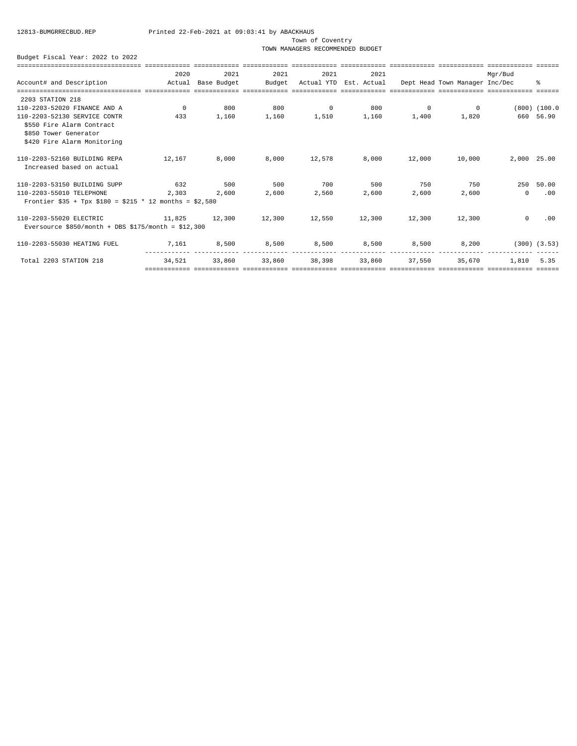12813-BUMGRRECBUD.REP Printed 22-Feb-2021 at 09:03:41 by ABACKHAUS

Town of Coventry

TOWN MANAGERS RECOMMENDED BUDGET

Budget Fiscal Year: 2022 to 2022

| Account# and Description | 2020 Actual | 2021 Base Budget | 2021 Budget | 2021 Actual YTD | 2021 Est. Actual | Dept Head | Town Manager | Mgr/Bud Inc/Dec | % |
|---|---|---|---|---|---|---|---|---|---|
| 2203 STATION 218 | | | | | | | | | |
| 110-2203-52020 FINANCE AND A | 0 | 800 | 800 | 0 | 800 | 0 | 0 | (800) | (100.0 |
| 110-2203-52130 SERVICE CONTR | 433 | 1,160 | 1,160 | 1,510 | 1,160 | 1,400 | 1,820 | 660 | 56.90 |
| $550 Fire Alarm Contract | | | | | | | | | |
| $850 Tower Generator | | | | | | | | | |
| $420 Fire Alarm Monitoring | | | | | | | | | |
| 110-2203-52160 BUILDING REPA | 12,167 | 8,000 | 8,000 | 12,578 | 8,000 | 12,000 | 10,000 | 2,000 | 25.00 |
| Increased based on actual | | | | | | | | | |
| 110-2203-53150 BUILDING SUPP | 632 | 500 | 500 | 700 | 500 | 750 | 750 | 250 | 50.00 |
| 110-2203-55010 TELEPHONE | 2,303 | 2,600 | 2,600 | 2,560 | 2,600 | 2,600 | 2,600 | 0 | .00 |
| Frontier $35 + Tpx $180 = $215 * 12 months = $2,580 | | | | | | | | | |
| 110-2203-55020 ELECTRIC | 11,825 | 12,300 | 12,300 | 12,550 | 12,300 | 12,300 | 12,300 | 0 | .00 |
| Eversource $850/month + DBS $175/month = $12,300 | | | | | | | | | |
| 110-2203-55030 HEATING FUEL | 7,161 | 8,500 | 8,500 | 8,500 | 8,500 | 8,500 | 8,200 | (300) | (3.53) |
| Total 2203 STATION 218 | 34,521 | 33,860 | 33,860 | 38,398 | 33,860 | 37,550 | 35,670 | 1,810 | 5.35 |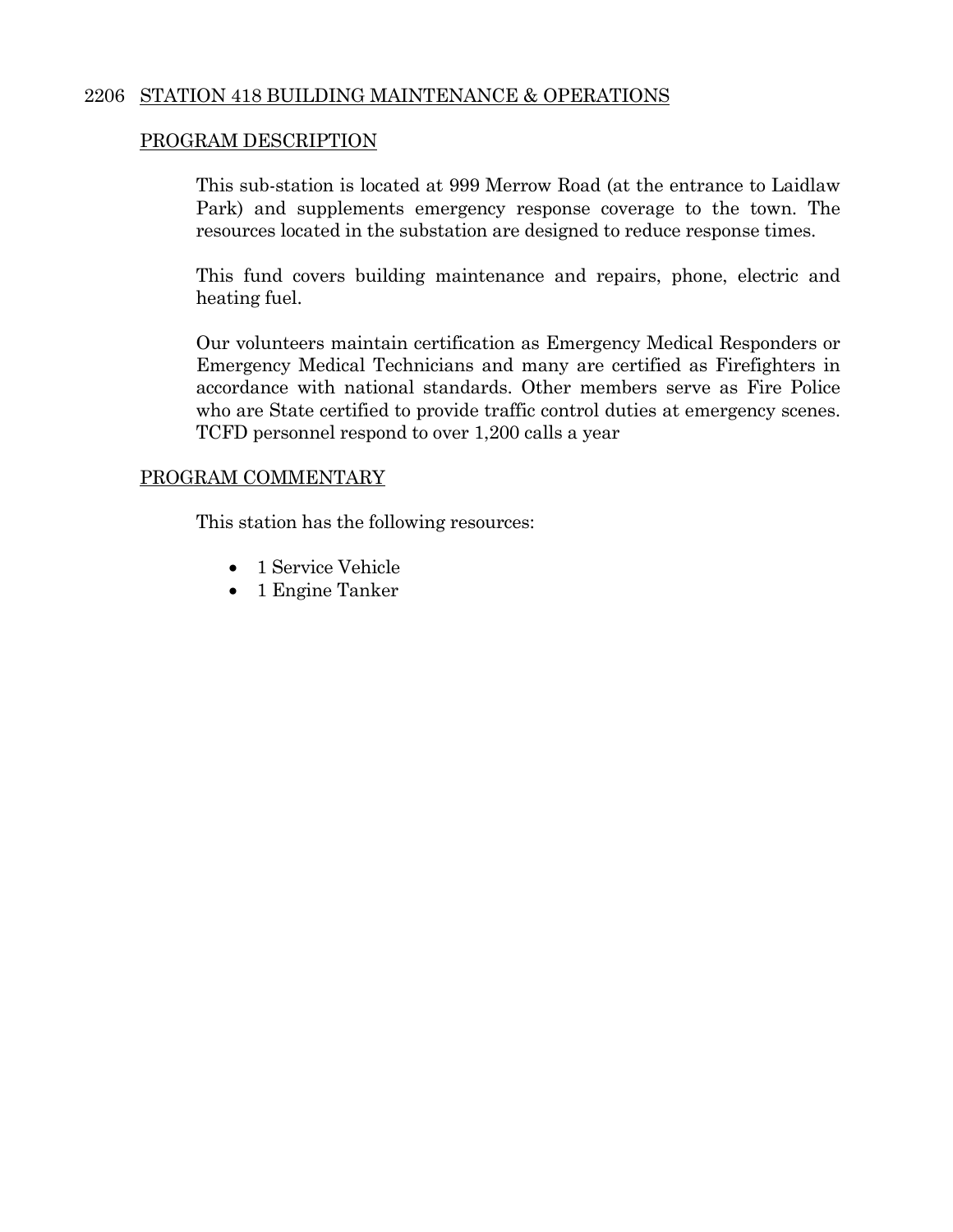## 2206 STATION 418 BUILDING MAINTENANCE & OPERATIONS

### PROGRAM DESCRIPTION

This sub-station is located at 999 Merrow Road (at the entrance to Laidlaw Park) and supplements emergency response coverage to the town. The resources located in the substation are designed to reduce response times.

This fund covers building maintenance and repairs, phone, electric and heating fuel.

Our volunteers maintain certification as Emergency Medical Responders or Emergency Medical Technicians and many are certified as Firefighters in accordance with national standards. Other members serve as Fire Police who are State certified to provide traffic control duties at emergency scenes. TCFD personnel respond to over 1,200 calls a year

### PROGRAM COMMENTARY

This station has the following resources:

- 1 Service Vehicle
- 1 Engine Tanker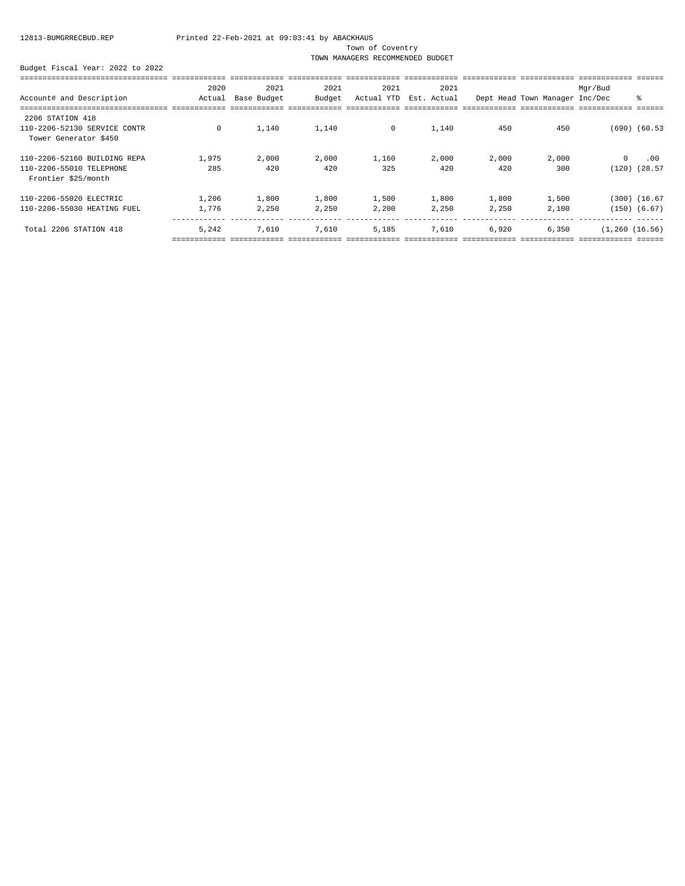Town of Coventry

TOWN MANAGERS RECOMMENDED BUDGET

Budget Fiscal Year: 2022 to 2022

| Account# and Description | 2020 Actual | 2021 Base Budget | 2021 Budget | 2021 Actual YTD | 2021 Est. Actual | Dept Head | Town Manager | Mgr/Bud Inc/Dec | % |
|---|---|---|---|---|---|---|---|---|---|
| 2206 STATION 418 | | | | | | | | | |
| 110-2206-52130 SERVICE CONTR | 0 | 1,140 | 1,140 | 0 | 1,140 | 450 | 450 | (690) | (60.53 |
| Tower Generator $450 | | | | | | | | | |
| 110-2206-52160 BUILDING REPA | 1,975 | 2,000 | 2,000 | 1,160 | 2,000 | 2,000 | 2,000 | 0 | .00 |
| 110-2206-55010 TELEPHONE | 285 | 420 | 420 | 325 | 420 | 420 | 300 | (120) | (28.57 |
| Frontier $25/month | | | | | | | | | |
| 110-2206-55020 ELECTRIC | 1,206 | 1,800 | 1,800 | 1,500 | 1,800 | 1,800 | 1,500 | (300) | (16.67 |
| 110-2206-55030 HEATING FUEL | 1,776 | 2,250 | 2,250 | 2,200 | 2,250 | 2,250 | 2,100 | (150) | (6.67) |
| Total 2206 STATION 418 | 5,242 | 7,610 | 7,610 | 5,185 | 7,610 | 6,920 | 6,350 | (1,260 | (16.56) |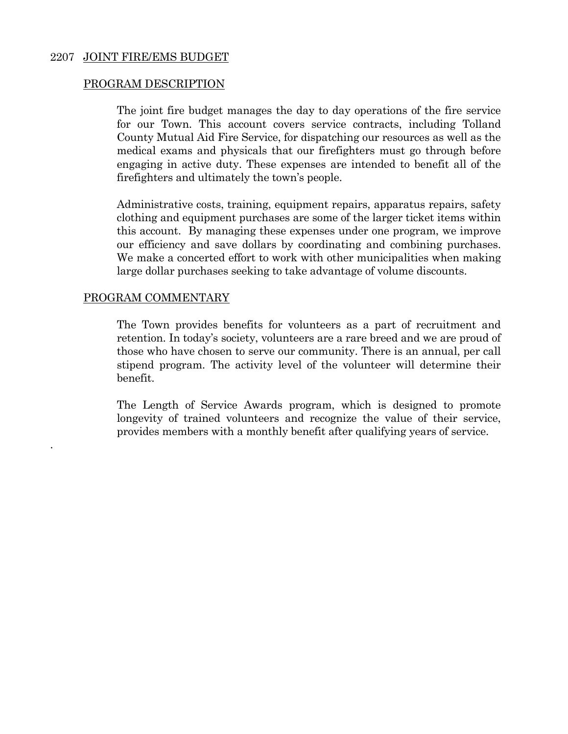## 2207 JOINT FIRE/EMS BUDGET

### PROGRAM DESCRIPTION

The joint fire budget manages the day to day operations of the fire service for our Town. This account covers service contracts, including Tolland County Mutual Aid Fire Service, for dispatching our resources as well as the medical exams and physicals that our firefighters must go through before engaging in active duty. These expenses are intended to benefit all of the firefighters and ultimately the town's people.

Administrative costs, training, equipment repairs, apparatus repairs, safety clothing and equipment purchases are some of the larger ticket items within this account. By managing these expenses under one program, we improve our efficiency and save dollars by coordinating and combining purchases. We make a concerted effort to work with other municipalities when making large dollar purchases seeking to take advantage of volume discounts.

### PROGRAM COMMENTARY

The Town provides benefits for volunteers as a part of recruitment and retention. In today's society, volunteers are a rare breed and we are proud of those who have chosen to serve our community. There is an annual, per call stipend program. The activity level of the volunteer will determine their benefit.

The Length of Service Awards program, which is designed to promote longevity of trained volunteers and recognize the value of their service, provides members with a monthly benefit after qualifying years of service.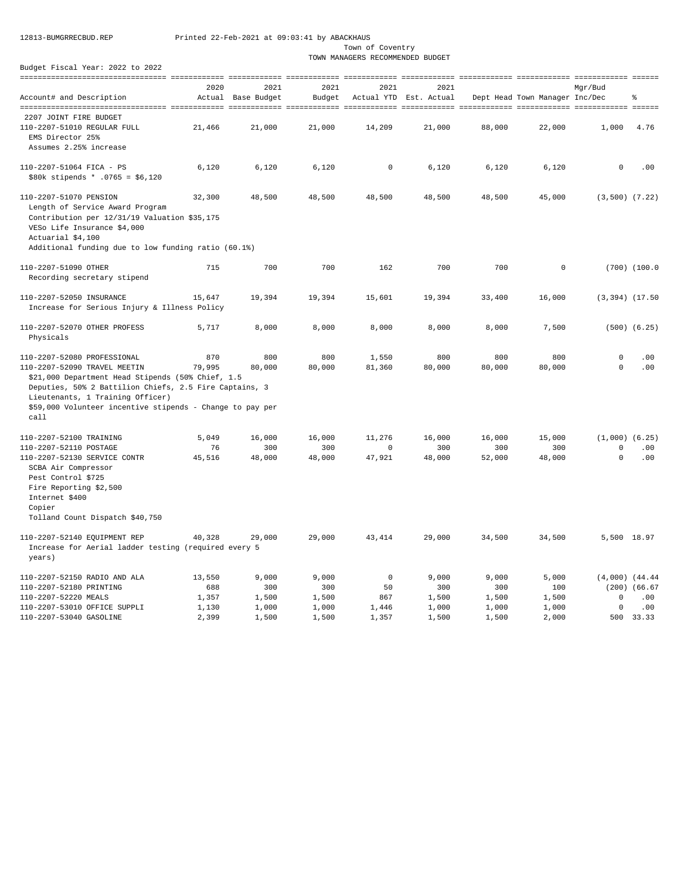12813-BUMGRRECBUD.REP Printed 22-Feb-2021 at 09:03:41 by ABACKHAUS

Town of Coventry
TOWN MANAGERS RECOMMENDED BUDGET

Budget Fiscal Year: 2022 to 2022

| Account# and Description | 2020 Actual | 2021 Base Budget | 2021 Budget | 2021 Actual YTD | 2021 Est. Actual | Dept Head | Town Manager | Mgr/Bud Inc/Dec | % |
|---|---|---|---|---|---|---|---|---|---|
| 2207 JOINT FIRE BUDGET | | | | | | | | | |
| 110-2207-51010 REGULAR FULL<br>EMS Director 25%<br>Assumes 2.25% increase | 21,466 | 21,000 | 21,000 | 14,209 | 21,000 | 88,000 | 22,000 | 1,000 | 4.76 |
| 110-2207-51064 FICA - PS<br>$80k stipends * .0765 = $6,120 | 6,120 | 6,120 | 6,120 | 0 | 6,120 | 6,120 | 6,120 | 0 | .00 |
| 110-2207-51070 PENSION<br>Length of Service Award Program<br>Contribution per 12/31/19 Valuation $35,175<br>VESo Life Insurance $4,000<br>Actuarial $4,100<br>Additional funding due to low funding ratio (60.1%) | 32,300 | 48,500 | 48,500 | 48,500 | 48,500 | 48,500 | 45,000 | (3,500) | (7.22) |
| 110-2207-51090 OTHER<br>Recording secretary stipend | 715 | 700 | 700 | 162 | 700 | 700 | 0 | (700) | (100.0 |
| 110-2207-52050 INSURANCE<br>Increase for Serious Injury & Illness Policy | 15,647 | 19,394 | 19,394 | 15,601 | 19,394 | 33,400 | 16,000 | (3,394) | (17.50 |
| 110-2207-52070 OTHER PROFESS<br>Physicals | 5,717 | 8,000 | 8,000 | 8,000 | 8,000 | 8,000 | 7,500 | (500) | (6.25) |
| 110-2207-52080 PROFESSIONAL | 870 | 800 | 800 | 1,550 | 800 | 800 | 800 | 0 | .00 |
| 110-2207-52090 TRAVEL MEETIN<br>$21,000 Department Head Stipends (50% Chief, 1.5 Deputies, 50% 2 Battilion Chiefs, 2.5 Fire Captains, 3 Lieutenants, 1 Training Officer)<br>$59,000 Volunteer incentive stipends - Change to pay per call | 79,995 | 80,000 | 80,000 | 81,360 | 80,000 | 80,000 | 80,000 | 0 | .00 |
| 110-2207-52100 TRAINING | 5,049 | 16,000 | 16,000 | 11,276 | 16,000 | 16,000 | 15,000 | (1,000) | (6.25) |
| 110-2207-52110 POSTAGE | 76 | 300 | 300 | 0 | 300 | 300 | 300 | 0 | .00 |
| 110-2207-52130 SERVICE CONTR<br>SCBA Air Compressor<br>Pest Control $725<br>Fire Reporting $2,500<br>Internet $400<br>Copier<br>Tolland Count Dispatch $40,750 | 45,516 | 48,000 | 48,000 | 47,921 | 48,000 | 52,000 | 48,000 | 0 | .00 |
| 110-2207-52140 EQUIPMENT REP<br>Increase for Aerial ladder testing (required every 5 years) | 40,328 | 29,000 | 29,000 | 43,414 | 29,000 | 34,500 | 34,500 | 5,500 | 18.97 |
| 110-2207-52150 RADIO AND ALA | 13,550 | 9,000 | 9,000 | 0 | 9,000 | 9,000 | 5,000 | (4,000) | (44.44 |
| 110-2207-52180 PRINTING | 688 | 300 | 300 | 50 | 300 | 300 | 100 | (200) | (66.67 |
| 110-2207-52220 MEALS | 1,357 | 1,500 | 1,500 | 867 | 1,500 | 1,500 | 1,500 | 0 | .00 |
| 110-2207-53010 OFFICE SUPPLI | 1,130 | 1,000 | 1,000 | 1,446 | 1,000 | 1,000 | 1,000 | 0 | .00 |
| 110-2207-53040 GASOLINE | 2,399 | 1,500 | 1,500 | 1,357 | 1,500 | 1,500 | 2,000 | 500 | 33.33 |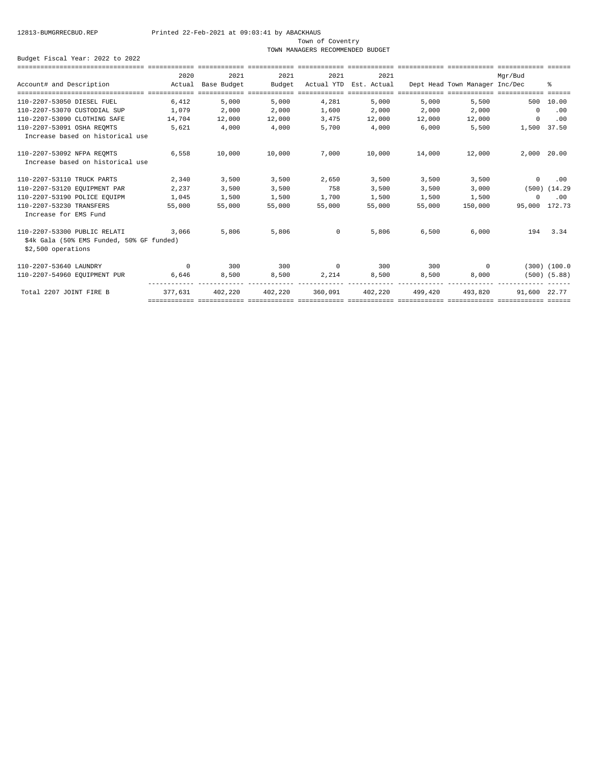12813-BUMGRRECBUD.REP Printed 22-Feb-2021 at 09:03:41 by ABACKHAUS

Town of Coventry

TOWN MANAGERS RECOMMENDED BUDGET

Budget Fiscal Year: 2022 to 2022

| Account# and Description | 2020 Actual | 2021 Base Budget | 2021 Budget | 2021 Actual YTD | 2021 Est. Actual | Dept Head | Town Manager | Mgr/Bud Inc/Dec | % |
|---|---|---|---|---|---|---|---|---|---|
| 110-2207-53050 DIESEL FUEL | 6,412 | 5,000 | 5,000 | 4,281 | 5,000 | 5,000 | 5,500 | 500 | 10.00 |
| 110-2207-53070 CUSTODIAL SUP | 1,079 | 2,000 | 2,000 | 1,600 | 2,000 | 2,000 | 2,000 | 0 | .00 |
| 110-2207-53090 CLOTHING SAFE | 14,704 | 12,000 | 12,000 | 3,475 | 12,000 | 12,000 | 12,000 | 0 | .00 |
| 110-2207-53091 OSHA REQMTS | 5,621 | 4,000 | 4,000 | 5,700 | 4,000 | 6,000 | 5,500 | 1,500 | 37.50 |
| Increase based on historical use | | | | | | | | | |
| 110-2207-53092 NFPA REQMTS | 6,558 | 10,000 | 10,000 | 7,000 | 10,000 | 14,000 | 12,000 | 2,000 | 20.00 |
| Increase based on historical use | | | | | | | | | |
| 110-2207-53110 TRUCK PARTS | 2,340 | 3,500 | 3,500 | 2,650 | 3,500 | 3,500 | 3,500 | 0 | .00 |
| 110-2207-53120 EQUIPMENT PAR | 2,237 | 3,500 | 3,500 | 758 | 3,500 | 3,500 | 3,000 | (500) | (14.29 |
| 110-2207-53190 POLICE EQUIPM | 1,045 | 1,500 | 1,500 | 1,700 | 1,500 | 1,500 | 1,500 | 0 | .00 |
| 110-2207-53230 TRANSFERS | 55,000 | 55,000 | 55,000 | 55,000 | 55,000 | 55,000 | 150,000 | 95,000 | 172.73 |
| Increase for EMS Fund | | | | | | | | | |
| 110-2207-53300 PUBLIC RELATI | 3,066 | 5,806 | 5,806 | 0 | 5,806 | 6,500 | 6,000 | 194 | 3.34 |
| $4k Gala (50% EMS Funded, 50% GF funded) | | | | | | | | | |
| $2,500 operations | | | | | | | | | |
| 110-2207-53640 LAUNDRY | 0 | 300 | 300 | 0 | 300 | 300 | 0 | (300) | (100.0 |
| 110-2207-54960 EQUIPMENT PUR | 6,646 | 8,500 | 8,500 | 2,214 | 8,500 | 8,500 | 8,000 | (500) | (5.88) |
| Total 2207 JOINT FIRE B | 377,631 | 402,220 | 402,220 | 360,091 | 402,220 | 499,420 | 493,820 | 91,600 | 22.77 |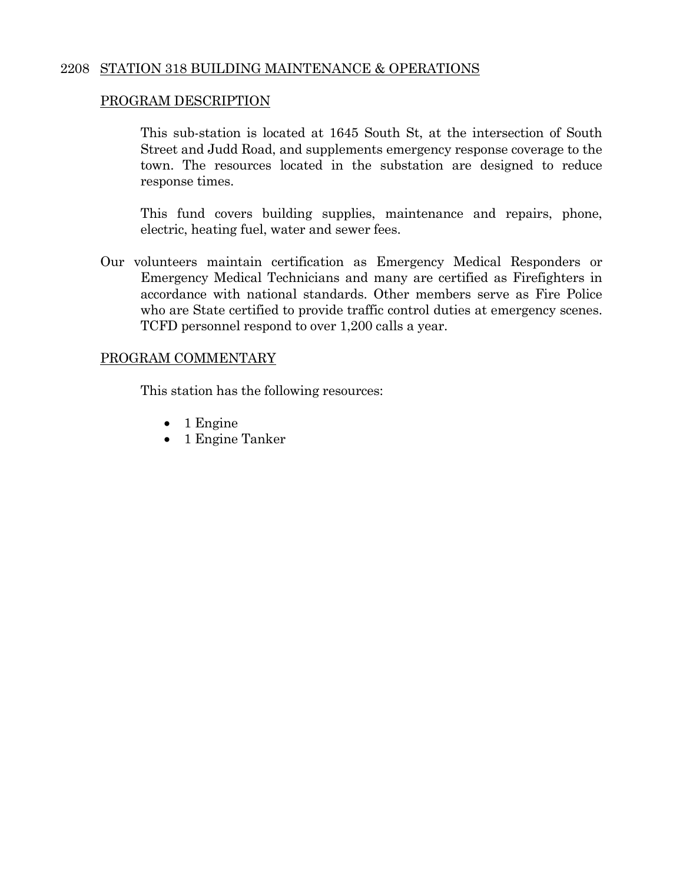## 2208 STATION 318 BUILDING MAINTENANCE & OPERATIONS

### PROGRAM DESCRIPTION

This sub-station is located at 1645 South St, at the intersection of South Street and Judd Road, and supplements emergency response coverage to the town. The resources located in the substation are designed to reduce response times.

This fund covers building supplies, maintenance and repairs, phone, electric, heating fuel, water and sewer fees.

Our volunteers maintain certification as Emergency Medical Responders or Emergency Medical Technicians and many are certified as Firefighters in accordance with national standards. Other members serve as Fire Police who are State certified to provide traffic control duties at emergency scenes. TCFD personnel respond to over 1,200 calls a year.

### PROGRAM COMMENTARY

This station has the following resources:

- 1 Engine
- 1 Engine Tanker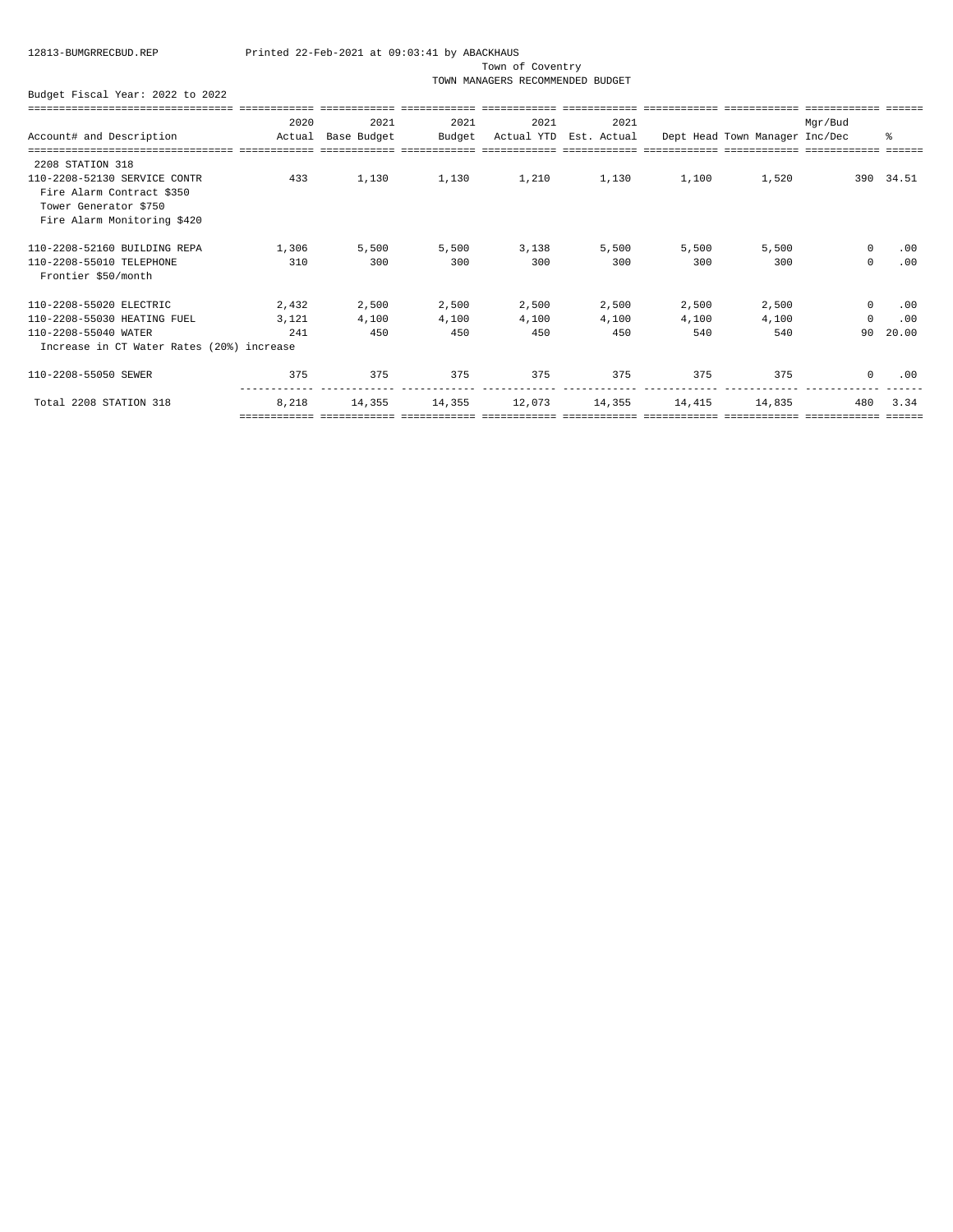12813-BUMGRRECBUD.REP Printed 22-Feb-2021 at 09:03:41 by ABACKHAUS

Town of Coventry

TOWN MANAGERS RECOMMENDED BUDGET

Budget Fiscal Year: 2022 to 2022

| Account# and Description | 2020 Actual | 2021 Base Budget | 2021 Budget | 2021 Actual YTD | 2021 Est. Actual | Dept Head | Town Manager | Mgr/Bud Inc/Dec | % |
|---|---|---|---|---|---|---|---|---|---|
| 2208 STATION 318 | | | | | | | | | |
| 110-2208-52130 SERVICE CONTR | 433 | 1,130 | 1,130 | 1,210 | 1,130 | 1,100 | 1,520 | 390 | 34.51 |
| Fire Alarm Contract $350 | | | | | | | | | |
| Tower Generator $750 | | | | | | | | | |
| Fire Alarm Monitoring $420 | | | | | | | | | |
| 110-2208-52160 BUILDING REPA | 1,306 | 5,500 | 5,500 | 3,138 | 5,500 | 5,500 | 5,500 | 0 | .00 |
| 110-2208-55010 TELEPHONE | 310 | 300 | 300 | 300 | 300 | 300 | 300 | 0 | .00 |
| Frontier $50/month | | | | | | | | | |
| 110-2208-55020 ELECTRIC | 2,432 | 2,500 | 2,500 | 2,500 | 2,500 | 2,500 | 2,500 | 0 | .00 |
| 110-2208-55030 HEATING FUEL | 3,121 | 4,100 | 4,100 | 4,100 | 4,100 | 4,100 | 4,100 | 0 | .00 |
| 110-2208-55040 WATER | 241 | 450 | 450 | 450 | 450 | 540 | 540 | 90 | 20.00 |
| Increase in CT Water Rates (20%) increase | | | | | | | | | |
| 110-2208-55050 SEWER | 375 | 375 | 375 | 375 | 375 | 375 | 375 | 0 | .00 |
| Total 2208 STATION 318 | 8,218 | 14,355 | 14,355 | 12,073 | 14,355 | 14,415 | 14,835 | 480 | 3.34 |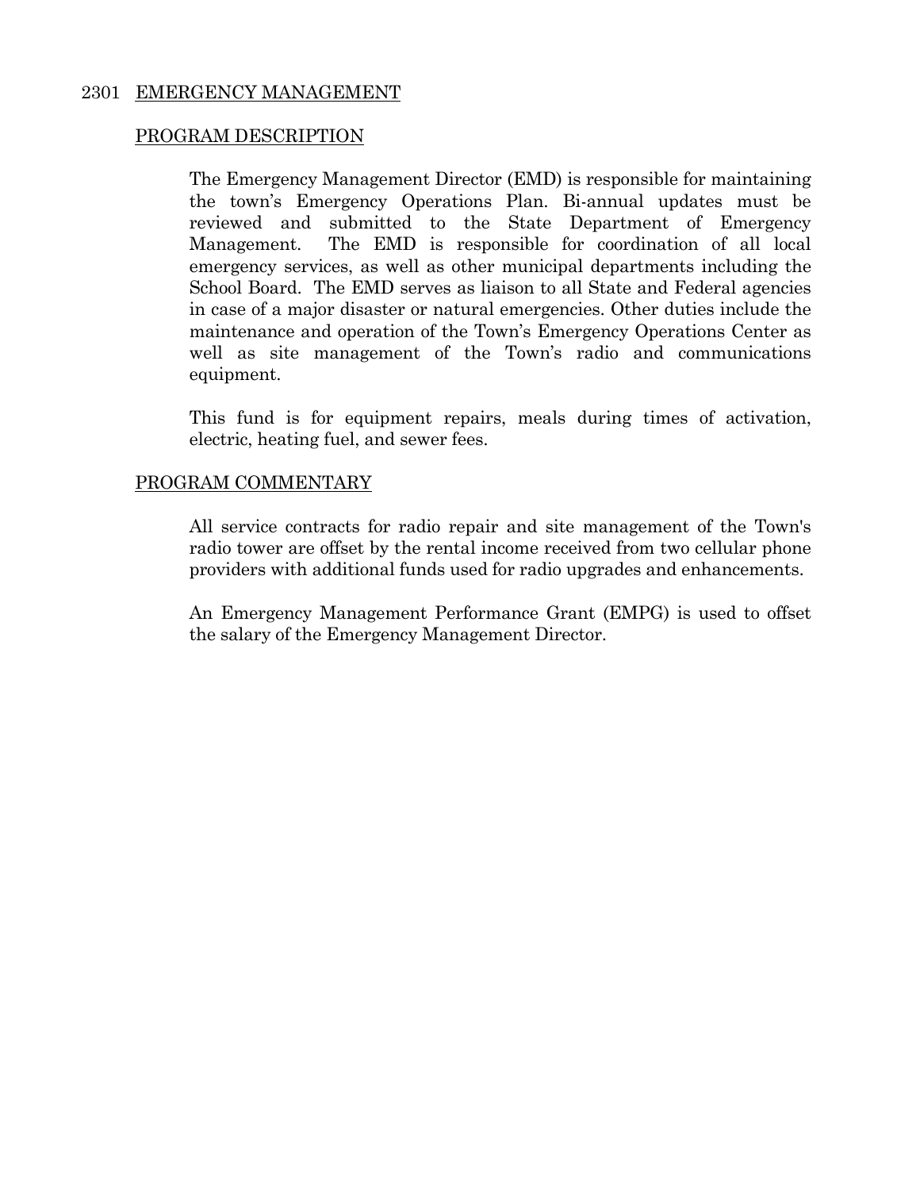## 2301 EMERGENCY MANAGEMENT

### PROGRAM DESCRIPTION

The Emergency Management Director (EMD) is responsible for maintaining the town's Emergency Operations Plan. Bi-annual updates must be reviewed and submitted to the State Department of Emergency Management. The EMD is responsible for coordination of all local emergency services, as well as other municipal departments including the School Board. The EMD serves as liaison to all State and Federal agencies in case of a major disaster or natural emergencies. Other duties include the maintenance and operation of the Town's Emergency Operations Center as well as site management of the Town's radio and communications equipment.

This fund is for equipment repairs, meals during times of activation, electric, heating fuel, and sewer fees.

### PROGRAM COMMENTARY

All service contracts for radio repair and site management of the Town's radio tower are offset by the rental income received from two cellular phone providers with additional funds used for radio upgrades and enhancements.

An Emergency Management Performance Grant (EMPG) is used to offset the salary of the Emergency Management Director.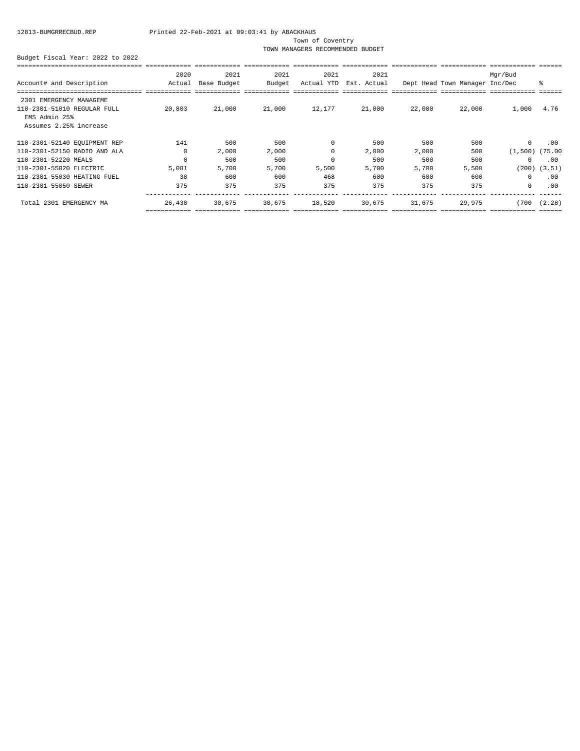12813-BUMGRRECBUD.REP Printed 22-Feb-2021 at 09:03:41 by ABACKHAUS

Town of Coventry

TOWN MANAGERS RECOMMENDED BUDGET

Budget Fiscal Year: 2022 to 2022

| Account# and Description | 2020 Actual | 2021 Base Budget | 2021 Budget | 2021 Actual YTD | 2021 Est. Actual | Dept Head | Town Manager | Mgr/Bud Inc/Dec | % |
|---|---|---|---|---|---|---|---|---|---|
| 2301 EMERGENCY MANAGEME | | | | | | | | | |
| 110-2301-51010 REGULAR FULL<br>EMS Admin 25%<br>Assumes 2.25% increase | 20,803 | 21,000 | 21,000 | 12,177 | 21,000 | 22,000 | 22,000 | 1,000 | 4.76 |
| 110-2301-52140 EQUIPMENT REP | 141 | 500 | 500 | 0 | 500 | 500 | 500 | 0 | .00 |
| 110-2301-52150 RADIO AND ALA | 0 | 2,000 | 2,000 | 0 | 2,000 | 2,000 | 500 | (1,500) | (75.00 |
| 110-2301-52220 MEALS | 0 | 500 | 500 | 0 | 500 | 500 | 500 | 0 | .00 |
| 110-2301-55020 ELECTRIC | 5,081 | 5,700 | 5,700 | 5,500 | 5,700 | 5,700 | 5,500 | (200) | (3.51) |
| 110-2301-55030 HEATING FUEL | 38 | 600 | 600 | 468 | 600 | 600 | 600 | 0 | .00 |
| 110-2301-55050 SEWER | 375 | 375 | 375 | 375 | 375 | 375 | 375 | 0 | .00 |
| Total 2301 EMERGENCY MA | 26,438 | 30,675 | 30,675 | 18,520 | 30,675 | 31,675 | 29,975 | (700 | (2.28) |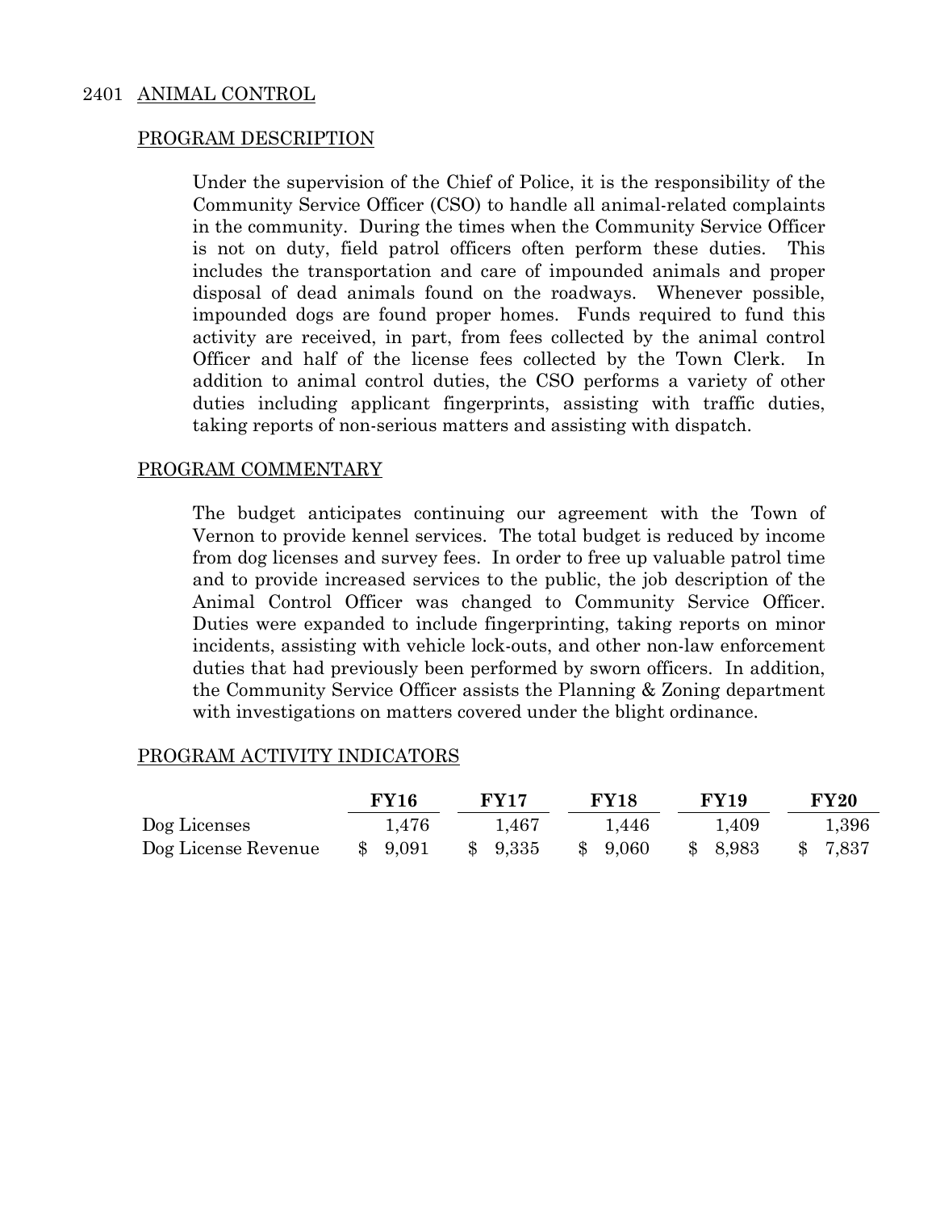## 2401 ANIMAL CONTROL

### PROGRAM DESCRIPTION

Under the supervision of the Chief of Police, it is the responsibility of the Community Service Officer (CSO) to handle all animal-related complaints in the community. During the times when the Community Service Officer is not on duty, field patrol officers often perform these duties. This includes the transportation and care of impounded animals and proper disposal of dead animals found on the roadways. Whenever possible, impounded dogs are found proper homes. Funds required to fund this activity are received, in part, from fees collected by the animal control Officer and half of the license fees collected by the Town Clerk. In addition to animal control duties, the CSO performs a variety of other duties including applicant fingerprints, assisting with traffic duties, taking reports of non-serious matters and assisting with dispatch.

### PROGRAM COMMENTARY

The budget anticipates continuing our agreement with the Town of Vernon to provide kennel services. The total budget is reduced by income from dog licenses and survey fees. In order to free up valuable patrol time and to provide increased services to the public, the job description of the Animal Control Officer was changed to Community Service Officer. Duties were expanded to include fingerprinting, taking reports on minor incidents, assisting with vehicle lock-outs, and other non-law enforcement duties that had previously been performed by sworn officers. In addition, the Community Service Officer assists the Planning & Zoning department with investigations on matters covered under the blight ordinance.

### PROGRAM ACTIVITY INDICATORS

| | FY16 | FY17 | FY18 | FY19 | FY20 |
|---|---|---|---|---|---|
| Dog Licenses | 1,476 | 1,467 | 1,446 | 1,409 | 1,396 |
| Dog License Revenue | $ 9,091 | $ 9,335 | $ 9,060 | $ 8,983 | $ 7,837 |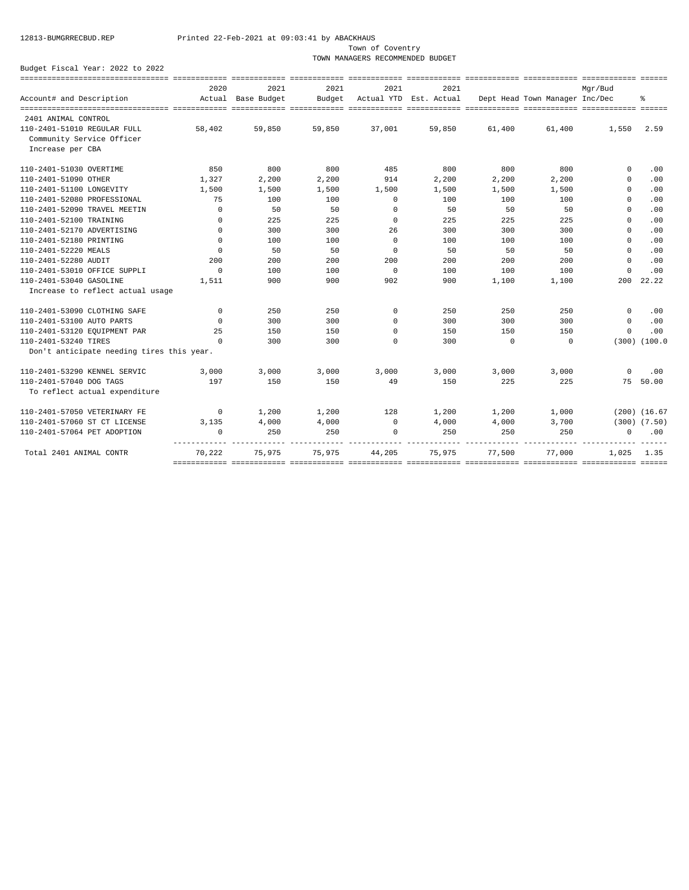12813-BUMGRRECBUD.REP Printed 22-Feb-2021 at 09:03:41 by ABACKHAUS

Town of Coventry

TOWN MANAGERS RECOMMENDED BUDGET

Budget Fiscal Year: 2022 to 2022

| Account# and Description | 2020 Actual | 2021 Base Budget | 2021 Budget | 2021 Actual YTD | 2021 Est. Actual | Dept Head | Town Manager | Mgr/Bud Inc/Dec | % |
|---|---|---|---|---|---|---|---|---|---|
| 2401 ANIMAL CONTROL | | | | | | | | | |
| 110-2401-51010 REGULAR FULL | 58,402 | 59,850 | 59,850 | 37,001 | 59,850 | 61,400 | 61,400 | 1,550 | 2.59 |
| Community Service Officer | | | | | | | | | |
| Increase per CBA | | | | | | | | | |
| 110-2401-51030 OVERTIME | 850 | 800 | 800 | 485 | 800 | 800 | 800 | 0 | .00 |
| 110-2401-51090 OTHER | 1,327 | 2,200 | 2,200 | 914 | 2,200 | 2,200 | 2,200 | 0 | .00 |
| 110-2401-51100 LONGEVITY | 1,500 | 1,500 | 1,500 | 1,500 | 1,500 | 1,500 | 1,500 | 0 | .00 |
| 110-2401-52080 PROFESSIONAL | 75 | 100 | 100 | 0 | 100 | 100 | 100 | 0 | .00 |
| 110-2401-52090 TRAVEL MEETIN | 0 | 50 | 50 | 0 | 50 | 50 | 50 | 0 | .00 |
| 110-2401-52100 TRAINING | 0 | 225 | 225 | 0 | 225 | 225 | 225 | 0 | .00 |
| 110-2401-52170 ADVERTISING | 0 | 300 | 300 | 26 | 300 | 300 | 300 | 0 | .00 |
| 110-2401-52180 PRINTING | 0 | 100 | 100 | 0 | 100 | 100 | 100 | 0 | .00 |
| 110-2401-52220 MEALS | 0 | 50 | 50 | 0 | 50 | 50 | 50 | 0 | .00 |
| 110-2401-52280 AUDIT | 200 | 200 | 200 | 200 | 200 | 200 | 200 | 0 | .00 |
| 110-2401-53010 OFFICE SUPPLI | 0 | 100 | 100 | 0 | 100 | 100 | 100 | 0 | .00 |
| 110-2401-53040 GASOLINE | 1,511 | 900 | 900 | 902 | 900 | 1,100 | 1,100 | 200 | 22.22 |
| Increase to reflect actual usage | | | | | | | | | |
| 110-2401-53090 CLOTHING SAFE | 0 | 250 | 250 | 0 | 250 | 250 | 250 | 0 | .00 |
| 110-2401-53100 AUTO PARTS | 0 | 300 | 300 | 0 | 300 | 300 | 300 | 0 | .00 |
| 110-2401-53120 EQUIPMENT PAR | 25 | 150 | 150 | 0 | 150 | 150 | 150 | 0 | .00 |
| 110-2401-53240 TIRES | 0 | 300 | 300 | 0 | 300 | 0 | 0 | (300) | (100.0 |
| Don't anticipate needing tires this year. | | | | | | | | | |
| 110-2401-53290 KENNEL SERVIC | 3,000 | 3,000 | 3,000 | 3,000 | 3,000 | 3,000 | 3,000 | 0 | .00 |
| 110-2401-57040 DOG TAGS | 197 | 150 | 150 | 49 | 150 | 225 | 225 | 75 | 50.00 |
| To reflect actual expenditure | | | | | | | | | |
| 110-2401-57050 VETERINARY FE | 0 | 1,200 | 1,200 | 128 | 1,200 | 1,200 | 1,000 | (200) | (16.67 |
| 110-2401-57060 ST CT LICENSE | 3,135 | 4,000 | 4,000 | 0 | 4,000 | 4,000 | 3,700 | (300) | (7.50) |
| 110-2401-57064 PET ADOPTION | 0 | 250 | 250 | 0 | 250 | 250 | 250 | 0 | .00 |
| Total 2401 ANIMAL CONTR | 70,222 | 75,975 | 75,975 | 44,205 | 75,975 | 77,500 | 77,000 | 1,025 | 1.35 |